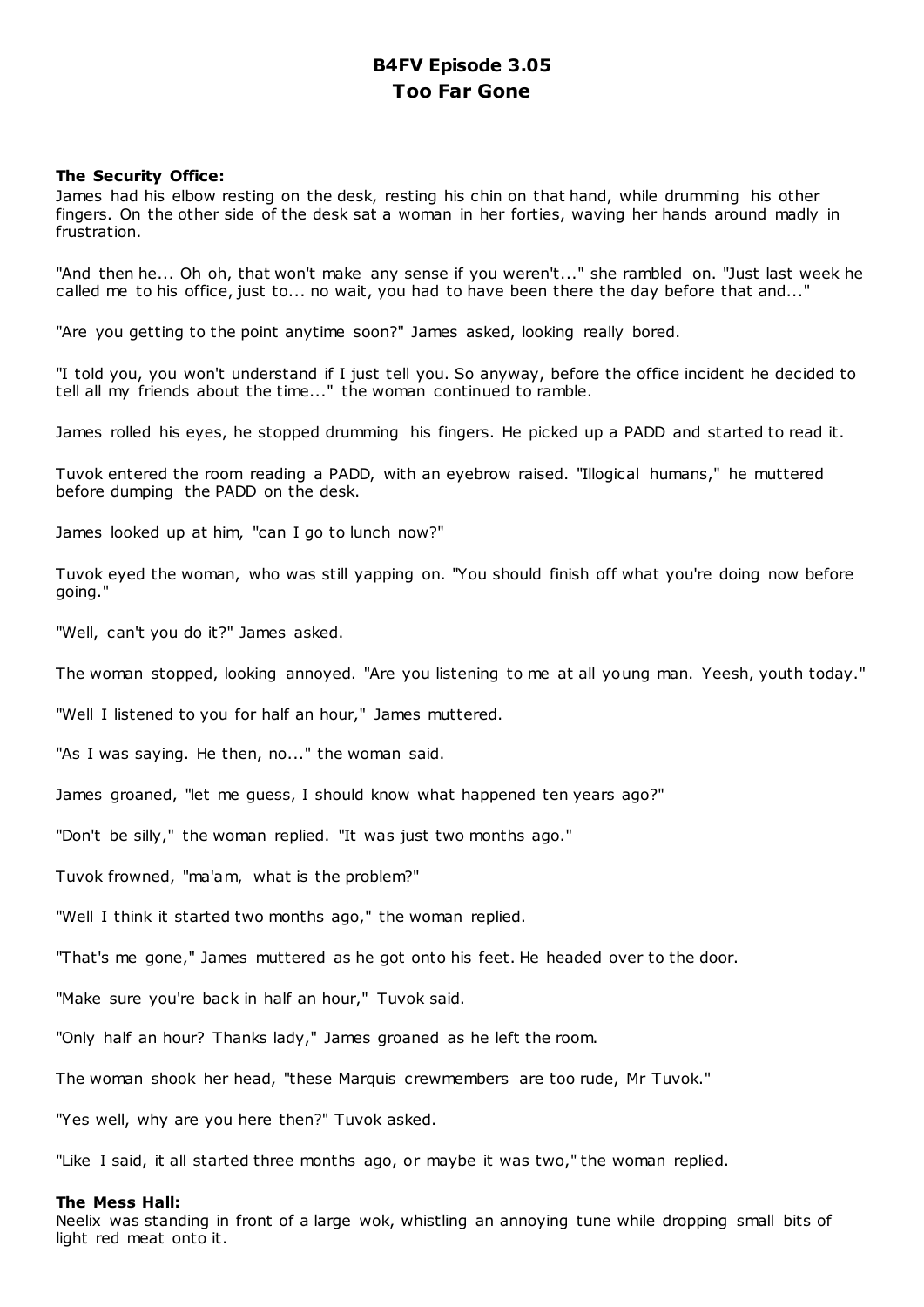# B4FV Episode 3.05
## Too Far Gone

**The Security Office:**
James had his elbow resting on the desk, resting his chin on that hand, while drumming his other fingers. On the other side of the desk sat a woman in her forties, waving her hands around madly in frustration.

"And then he... Oh oh, that won't make any sense if you weren't..." she rambled on. "Just last week he called me to his office, just to... no wait, you had to have been there the day before that and..."

"Are you getting to the point anytime soon?" James asked, looking really bored.

"I told you, you won't understand if I just tell you. So anyway, before the office incident he decided to tell all my friends about the time..." the woman continued to ramble.

James rolled his eyes, he stopped drumming his fingers. He picked up a PADD and started to read it.

Tuvok entered the room reading a PADD, with an eyebrow raised. "Illogical humans," he muttered before dumping the PADD on the desk.

James looked up at him, "can I go to lunch now?"

Tuvok eyed the woman, who was still yapping on. "You should finish off what you're doing now before going."

"Well, can't you do it?" James asked.

The woman stopped, looking annoyed. "Are you listening to me at all young man. Yeesh, youth today."

"Well I listened to you for half an hour," James muttered.

"As I was saying. He then, no..." the woman said.

James groaned, "let me guess, I should know what happened ten years ago?"

"Don't be silly," the woman replied. "It was just two months ago."

Tuvok frowned, "ma'am, what is the problem?"

"Well I think it started two months ago," the woman replied.

"That's me gone," James muttered as he got onto his feet. He headed over to the door.

"Make sure you're back in half an hour," Tuvok said.

"Only half an hour? Thanks lady," James groaned as he left the room.

The woman shook her head, "these Marquis crewmembers are too rude, Mr Tuvok."

"Yes well, why are you here then?" Tuvok asked.

"Like I said, it all started three months ago, or maybe it was two," the woman replied.

**The Mess Hall:**
Neelix was standing in front of a large wok, whistling an annoying tune while dropping small bits of light red meat onto it.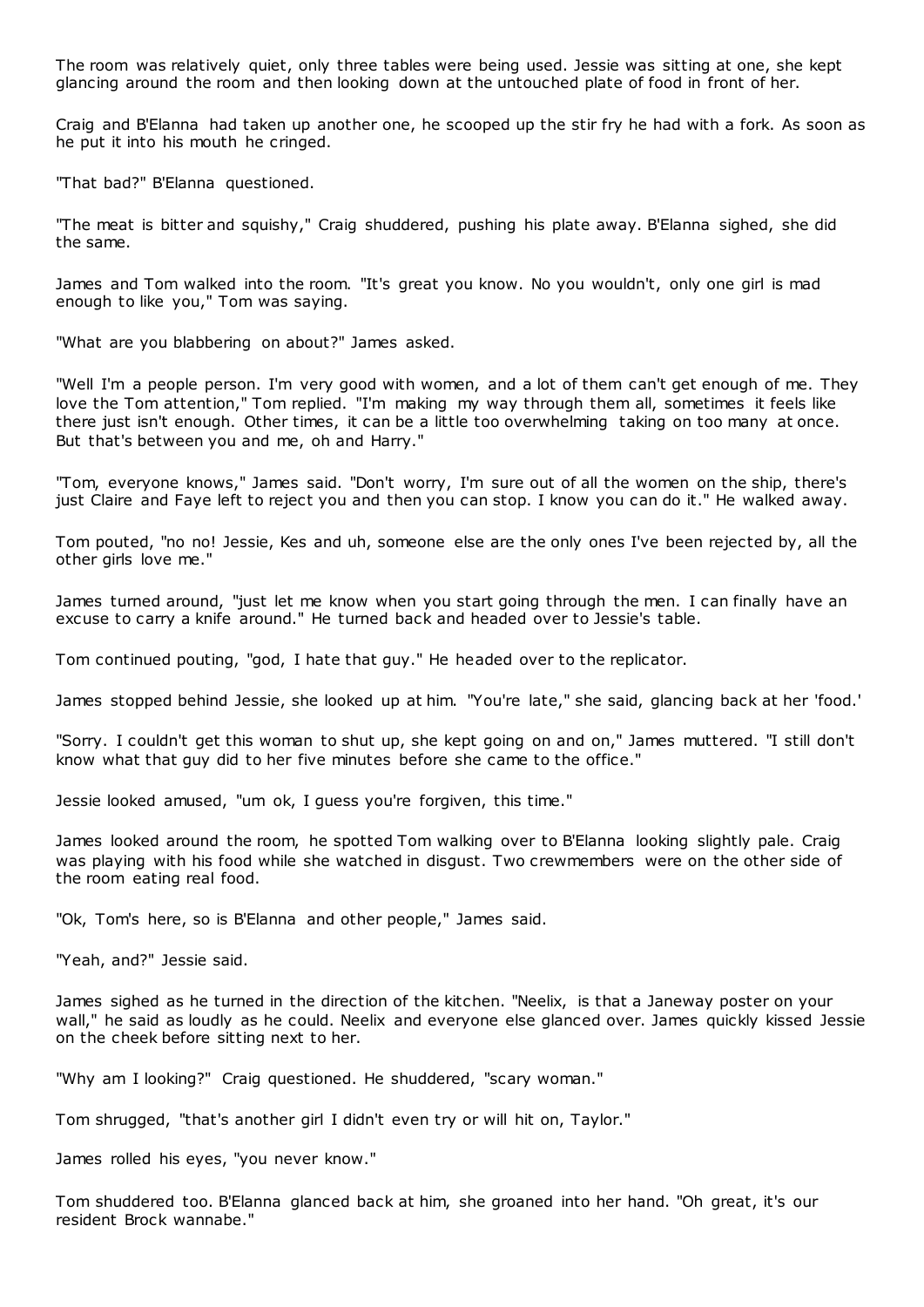The room was relatively quiet, only three tables were being used. Jessie was sitting at one, she kept glancing around the room and then looking down at the untouched plate of food in front of her.

Craig and B'Elanna had taken up another one, he scooped up the stir fry he had with a fork. As soon as he put it into his mouth he cringed.

"That bad?" B'Elanna questioned.

"The meat is bitter and squishy," Craig shuddered, pushing his plate away. B'Elanna sighed, she did the same.

James and Tom walked into the room. "It's great you know. No you wouldn't, only one girl is mad enough to like you," Tom was saying.

"What are you blabbering on about?" James asked.

"Well I'm a people person. I'm very good with women, and a lot of them can't get enough of me. They love the Tom attention," Tom replied. "I'm making my way through them all, sometimes it feels like there just isn't enough. Other times, it can be a little too overwhelming taking on too many at once. But that's between you and me, oh and Harry."

"Tom, everyone knows," James said. "Don't worry, I'm sure out of all the women on the ship, there's just Claire and Faye left to reject you and then you can stop. I know you can do it." He walked away.

Tom pouted, "no no! Jessie, Kes and uh, someone else are the only ones I've been rejected by, all the other girls love me."

James turned around, "just let me know when you start going through the men. I can finally have an excuse to carry a knife around." He turned back and headed over to Jessie's table.

Tom continued pouting, "god, I hate that guy." He headed over to the replicator.

James stopped behind Jessie, she looked up at him. "You're late," she said, glancing back at her 'food.'

"Sorry. I couldn't get this woman to shut up, she kept going on and on," James muttered. "I still don't know what that guy did to her five minutes before she came to the office."

Jessie looked amused, "um ok, I guess you're forgiven, this time."

James looked around the room, he spotted Tom walking over to B'Elanna looking slightly pale. Craig was playing with his food while she watched in disgust. Two crewmembers were on the other side of the room eating real food.

"Ok, Tom's here, so is B'Elanna and other people," James said.

"Yeah, and?" Jessie said.

James sighed as he turned in the direction of the kitchen. "Neelix, is that a Janeway poster on your wall," he said as loudly as he could. Neelix and everyone else glanced over. James quickly kissed Jessie on the cheek before sitting next to her.

"Why am I looking?" Craig questioned. He shuddered, "scary woman."

Tom shrugged, "that's another girl I didn't even try or will hit on, Taylor."

James rolled his eyes, "you never know."

Tom shuddered too. B'Elanna glanced back at him, she groaned into her hand. "Oh great, it's our resident Brock wannabe."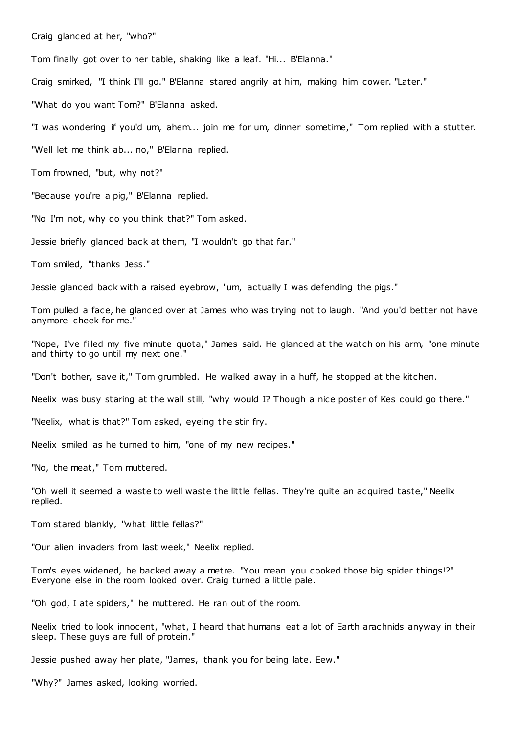Craig glanced at her, "who?"

Tom finally got over to her table, shaking like a leaf. "Hi... B'Elanna."

Craig smirked, "I think I'll go." B'Elanna stared angrily at him, making him cower. "Later."

"What do you want Tom?" B'Elanna asked.

"I was wondering if you'd um, ahem... join me for um, dinner sometime," Tom replied with a stutter.

"Well let me think ab... no," B'Elanna replied.

Tom frowned, "but, why not?"

"Because you're a pig," B'Elanna replied.

"No I'm not, why do you think that?" Tom asked.

Jessie briefly glanced back at them, "I wouldn't go that far."

Tom smiled, "thanks Jess."

Jessie glanced back with a raised eyebrow, "um, actually I was defending the pigs."

Tom pulled a face, he glanced over at James who was trying not to laugh. "And you'd better not have anymore cheek for me."

"Nope, I've filled my five minute quota," James said. He glanced at the watch on his arm, "one minute and thirty to go until my next one."

"Don't bother, save it," Tom grumbled. He walked away in a huff, he stopped at the kitchen.

Neelix was busy staring at the wall still, "why would I? Though a nice poster of Kes could go there."

"Neelix, what is that?" Tom asked, eyeing the stir fry.

Neelix smiled as he turned to him, "one of my new recipes."

"No, the meat," Tom muttered.

"Oh well it seemed a waste to well waste the little fellas. They're quite an acquired taste," Neelix replied.

Tom stared blankly, "what little fellas?"

"Our alien invaders from last week," Neelix replied.

Tom's eyes widened, he backed away a metre. "You mean you cooked those big spider things!?" Everyone else in the room looked over. Craig turned a little pale.

"Oh god, I ate spiders," he muttered. He ran out of the room.

Neelix tried to look innocent, "what, I heard that humans eat a lot of Earth arachnids anyway in their sleep. These guys are full of protein."

Jessie pushed away her plate, "James, thank you for being late. Eew."

"Why?" James asked, looking worried.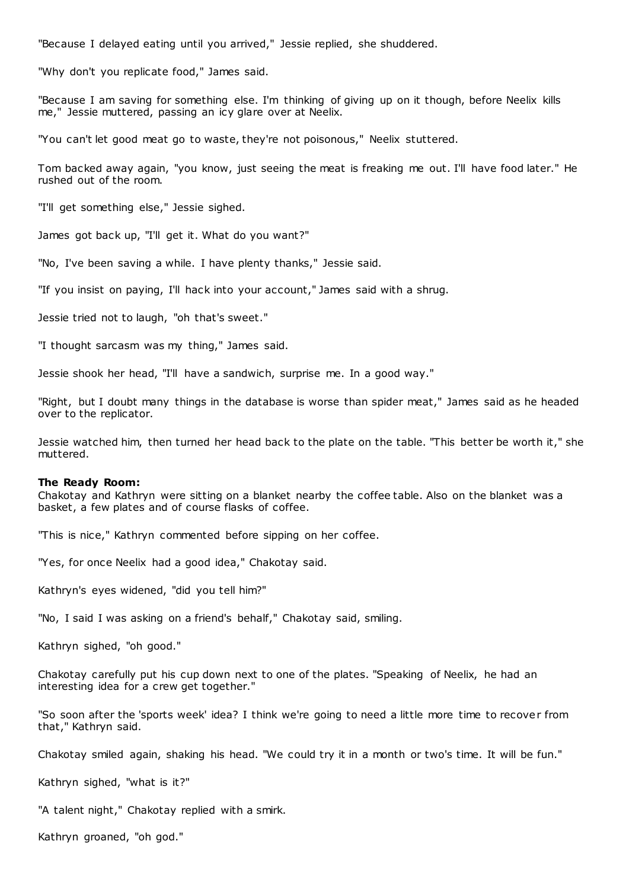"Because I delayed eating until you arrived," Jessie replied, she shuddered.

"Why don't you replicate food," James said.

"Because I am saving for something else. I'm thinking of giving up on it though, before Neelix kills me," Jessie muttered, passing an icy glare over at Neelix.

"You can't let good meat go to waste, they're not poisonous," Neelix stuttered.

Tom backed away again, "you know, just seeing the meat is freaking me out. I'll have food later." He rushed out of the room.

"I'll get something else," Jessie sighed.

James got back up, "I'll get it. What do you want?"

"No, I've been saving a while. I have plenty thanks," Jessie said.

"If you insist on paying, I'll hack into your account," James said with a shrug.

Jessie tried not to laugh, "oh that's sweet."

"I thought sarcasm was my thing," James said.

Jessie shook her head, "I'll have a sandwich, surprise me. In a good way."

"Right, but I doubt many things in the database is worse than spider meat," James said as he headed over to the replicator.

Jessie watched him, then turned her head back to the plate on the table. "This better be worth it," she muttered.

**The Ready Room:**
Chakotay and Kathryn were sitting on a blanket nearby the coffee table. Also on the blanket was a basket, a few plates and of course flasks of coffee.

"This is nice," Kathryn commented before sipping on her coffee.

"Yes, for once Neelix had a good idea," Chakotay said.

Kathryn's eyes widened, "did you tell him?"

"No, I said I was asking on a friend's behalf," Chakotay said, smiling.

Kathryn sighed, "oh good."

Chakotay carefully put his cup down next to one of the plates. "Speaking of Neelix, he had an interesting idea for a crew get together."

"So soon after the 'sports week' idea? I think we're going to need a little more time to recover from that," Kathryn said.

Chakotay smiled again, shaking his head. "We could try it in a month or two's time. It will be fun."

Kathryn sighed, "what is it?"

"A talent night," Chakotay replied with a smirk.

Kathryn groaned, "oh god."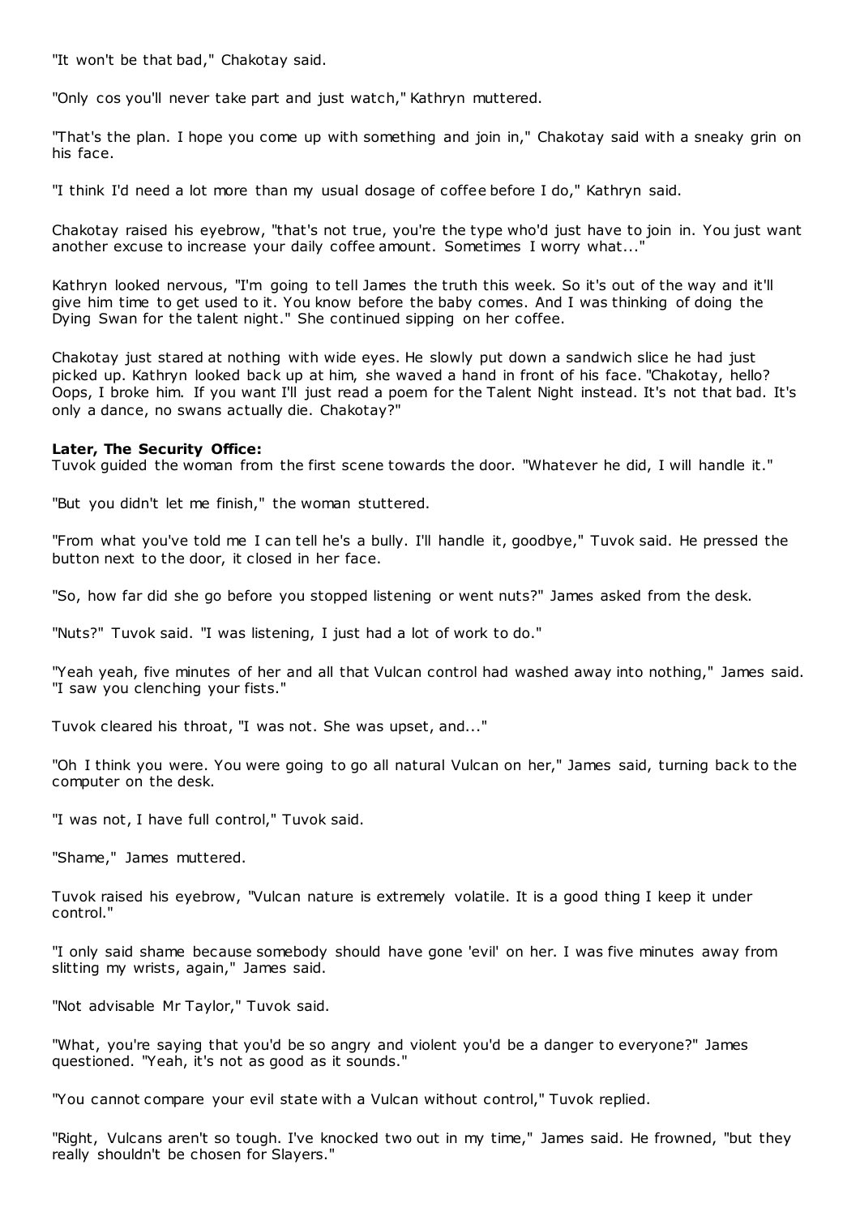"It won't be that bad," Chakotay said.

"Only cos you'll never take part and just watch," Kathryn muttered.

"That's the plan. I hope you come up with something and join in," Chakotay said with a sneaky grin on his face.

"I think I'd need a lot more than my usual dosage of coffee before I do," Kathryn said.

Chakotay raised his eyebrow, "that's not true, you're the type who'd just have to join in. You just want another excuse to increase your daily coffee amount. Sometimes I worry what..."

Kathryn looked nervous, "I'm going to tell James the truth this week. So it's out of the way and it'll give him time to get used to it. You know before the baby comes. And I was thinking of doing the Dying Swan for the talent night." She continued sipping on her coffee.

Chakotay just stared at nothing with wide eyes. He slowly put down a sandwich slice he had just picked up. Kathryn looked back up at him, she waved a hand in front of his face. "Chakotay, hello? Oops, I broke him. If you want I'll just read a poem for the Talent Night instead. It's not that bad. It's only a dance, no swans actually die. Chakotay?"

**Later, The Security Office:**
Tuvok guided the woman from the first scene towards the door. "Whatever he did, I will handle it."

"But you didn't let me finish," the woman stuttered.

"From what you've told me I can tell he's a bully. I'll handle it, goodbye," Tuvok said. He pressed the button next to the door, it closed in her face.

"So, how far did she go before you stopped listening or went nuts?" James asked from the desk.

"Nuts?" Tuvok said. "I was listening, I just had a lot of work to do."

"Yeah yeah, five minutes of her and all that Vulcan control had washed away into nothing," James said. "I saw you clenching your fists."

Tuvok cleared his throat, "I was not. She was upset, and..."

"Oh I think you were. You were going to go all natural Vulcan on her," James said, turning back to the computer on the desk.

"I was not, I have full control," Tuvok said.

"Shame," James muttered.

Tuvok raised his eyebrow, "Vulcan nature is extremely volatile. It is a good thing I keep it under control."

"I only said shame because somebody should have gone 'evil' on her. I was five minutes away from slitting my wrists, again," James said.

"Not advisable Mr Taylor," Tuvok said.

"What, you're saying that you'd be so angry and violent you'd be a danger to everyone?" James questioned. "Yeah, it's not as good as it sounds."

"You cannot compare your evil state with a Vulcan without control," Tuvok replied.

"Right, Vulcans aren't so tough. I've knocked two out in my time," James said. He frowned, "but they really shouldn't be chosen for Slayers."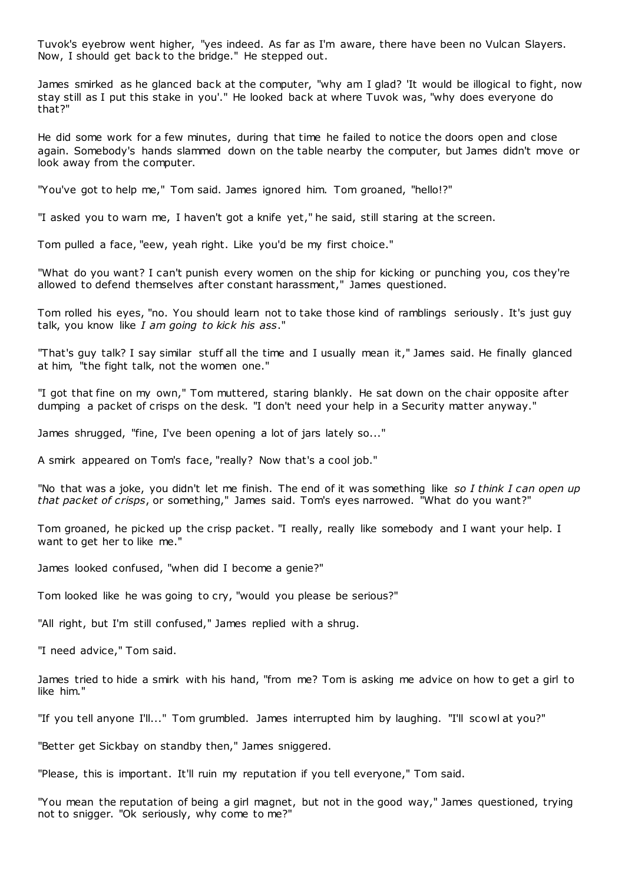Tuvok's eyebrow went higher, "yes indeed. As far as I'm aware, there have been no Vulcan Slayers. Now, I should get back to the bridge." He stepped out.

James smirked as he glanced back at the computer, "why am I glad? 'It would be illogical to fight, now stay still as I put this stake in you'." He looked back at where Tuvok was, "why does everyone do that?"

He did some work for a few minutes, during that time he failed to notice the doors open and close again. Somebody's hands slammed down on the table nearby the computer, but James didn't move or look away from the computer.

"You've got to help me," Tom said. James ignored him. Tom groaned, "hello!?"

"I asked you to warn me, I haven't got a knife yet," he said, still staring at the screen.

Tom pulled a face, "eew, yeah right. Like you'd be my first choice."

"What do you want? I can't punish every women on the ship for kicking or punching you, cos they're allowed to defend themselves after constant harassment," James questioned.

Tom rolled his eyes, "no. You should learn not to take those kind of ramblings seriously. It's just guy talk, you know like *I am going to kick his ass*."

"That's guy talk? I say similar stuff all the time and I usually mean it," James said. He finally glanced at him, "the fight talk, not the women one."

"I got that fine on my own," Tom muttered, staring blankly. He sat down on the chair opposite after dumping a packet of crisps on the desk. "I don't need your help in a Security matter anyway."

James shrugged, "fine, I've been opening a lot of jars lately so..."

A smirk appeared on Tom's face, "really? Now that's a cool job."

"No that was a joke, you didn't let me finish. The end of it was something like *so I think I can open up that packet of crisps*, or something," James said. Tom's eyes narrowed. "What do you want?"

Tom groaned, he picked up the crisp packet. "I really, really like somebody and I want your help. I want to get her to like me."

James looked confused, "when did I become a genie?"

Tom looked like he was going to cry, "would you please be serious?"

"All right, but I'm still confused," James replied with a shrug.

"I need advice," Tom said.

James tried to hide a smirk with his hand, "from me? Tom is asking me advice on how to get a girl to like him."

"If you tell anyone I'll..." Tom grumbled. James interrupted him by laughing. "I'll scowl at you?"

"Better get Sickbay on standby then," James sniggered.

"Please, this is important. It'll ruin my reputation if you tell everyone," Tom said.

"You mean the reputation of being a girl magnet, but not in the good way," James questioned, trying not to snigger. "Ok seriously, why come to me?"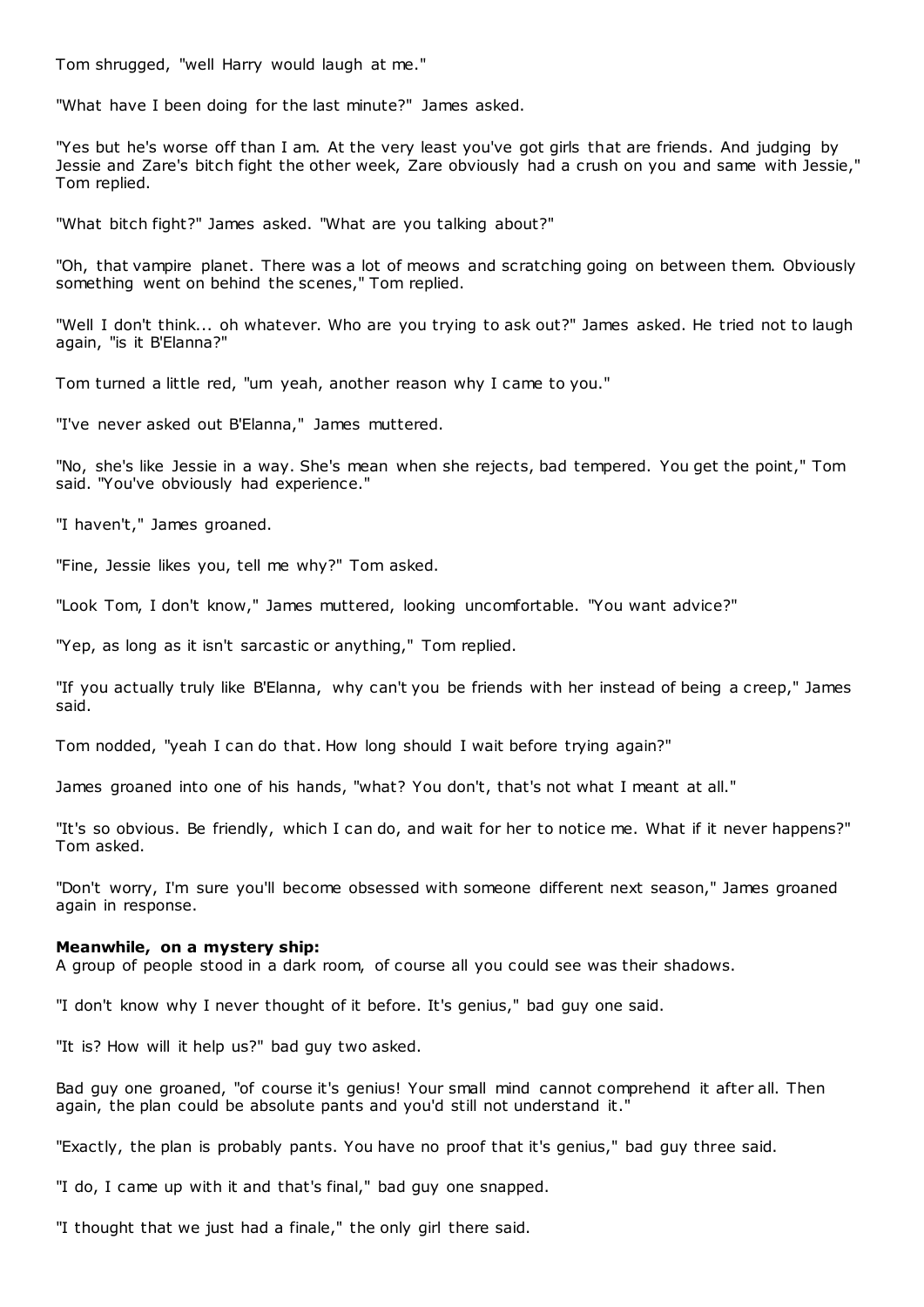Tom shrugged, "well Harry would laugh at me."

"What have I been doing for the last minute?" James asked.

"Yes but he's worse off than I am. At the very least you've got girls that are friends. And judging by Jessie and Zare's bitch fight the other week, Zare obviously had a crush on you and same with Jessie," Tom replied.

"What bitch fight?" James asked. "What are you talking about?"

"Oh, that vampire planet. There was a lot of meows and scratching going on between them. Obviously something went on behind the scenes," Tom replied.

"Well I don't think... oh whatever. Who are you trying to ask out?" James asked. He tried not to laugh again, "is it B'Elanna?"

Tom turned a little red, "um yeah, another reason why I came to you."

"I've never asked out B'Elanna," James muttered.

"No, she's like Jessie in a way. She's mean when she rejects, bad tempered. You get the point," Tom said. "You've obviously had experience."

"I haven't," James groaned.

"Fine, Jessie likes you, tell me why?" Tom asked.

"Look Tom, I don't know," James muttered, looking uncomfortable. "You want advice?"

"Yep, as long as it isn't sarcastic or anything," Tom replied.

"If you actually truly like B'Elanna, why can't you be friends with her instead of being a creep," James said.

Tom nodded, "yeah I can do that. How long should I wait before trying again?"

James groaned into one of his hands, "what? You don't, that's not what I meant at all."

"It's so obvious. Be friendly, which I can do, and wait for her to notice me. What if it never happens?" Tom asked.

"Don't worry, I'm sure you'll become obsessed with someone different next season," James groaned again in response.

**Meanwhile, on a mystery ship:**
A group of people stood in a dark room, of course all you could see was their shadows.

"I don't know why I never thought of it before. It's genius," bad guy one said.

"It is? How will it help us?" bad guy two asked.

Bad guy one groaned, "of course it's genius! Your small mind cannot comprehend it after all. Then again, the plan could be absolute pants and you'd still not understand it."

"Exactly, the plan is probably pants. You have no proof that it's genius," bad guy three said.

"I do, I came up with it and that's final," bad guy one snapped.

"I thought that we just had a finale," the only girl there said.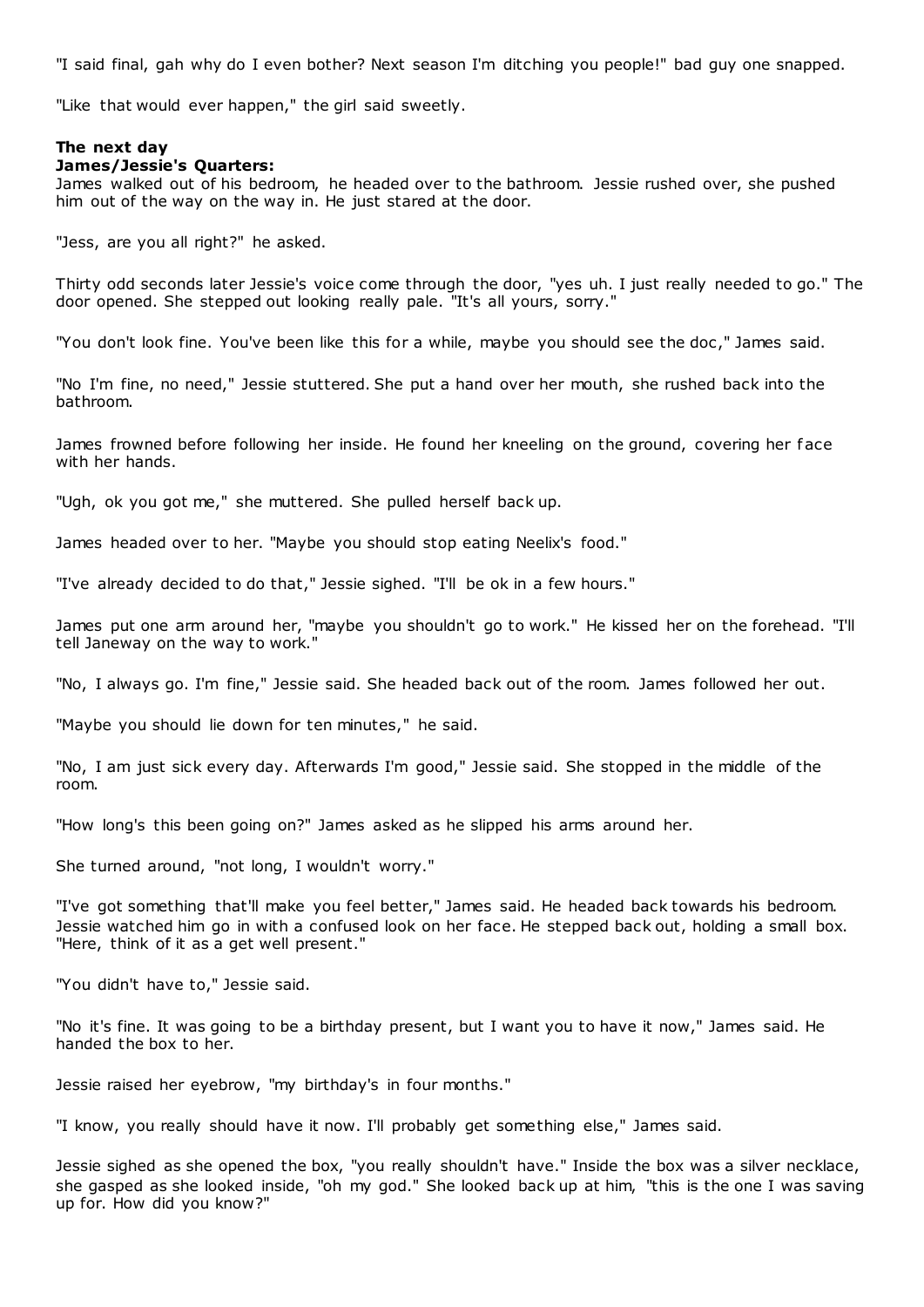"I said final, gah why do I even bother? Next season I'm ditching you people!" bad guy one snapped.

"Like that would ever happen," the girl said sweetly.

**The next day**
**James/Jessie's Quarters:**
James walked out of his bedroom, he headed over to the bathroom. Jessie rushed over, she pushed him out of the way on the way in. He just stared at the door.

"Jess, are you all right?" he asked.

Thirty odd seconds later Jessie's voice come through the door, "yes uh. I just really needed to go." The door opened. She stepped out looking really pale. "It's all yours, sorry."

"You don't look fine. You've been like this for a while, maybe you should see the doc," James said.

"No I'm fine, no need," Jessie stuttered. She put a hand over her mouth, she rushed back into the bathroom.

James frowned before following her inside. He found her kneeling on the ground, covering her face with her hands.

"Ugh, ok you got me," she muttered. She pulled herself back up.

James headed over to her. "Maybe you should stop eating Neelix's food."

"I've already decided to do that," Jessie sighed. "I'll be ok in a few hours."

James put one arm around her, "maybe you shouldn't go to work." He kissed her on the forehead. "I'll tell Janeway on the way to work."

"No, I always go. I'm fine," Jessie said. She headed back out of the room. James followed her out.

"Maybe you should lie down for ten minutes," he said.

"No, I am just sick every day. Afterwards I'm good," Jessie said. She stopped in the middle of the room.

"How long's this been going on?" James asked as he slipped his arms around her.

She turned around, "not long, I wouldn't worry."

"I've got something that'll make you feel better," James said. He headed back towards his bedroom. Jessie watched him go in with a confused look on her face. He stepped back out, holding a small box. "Here, think of it as a get well present."

"You didn't have to," Jessie said.

"No it's fine. It was going to be a birthday present, but I want you to have it now," James said. He handed the box to her.

Jessie raised her eyebrow, "my birthday's in four months."

"I know, you really should have it now. I'll probably get something else," James said.

Jessie sighed as she opened the box, "you really shouldn't have." Inside the box was a silver necklace, she gasped as she looked inside, "oh my god." She looked back up at him, "this is the one I was saving up for. How did you know?"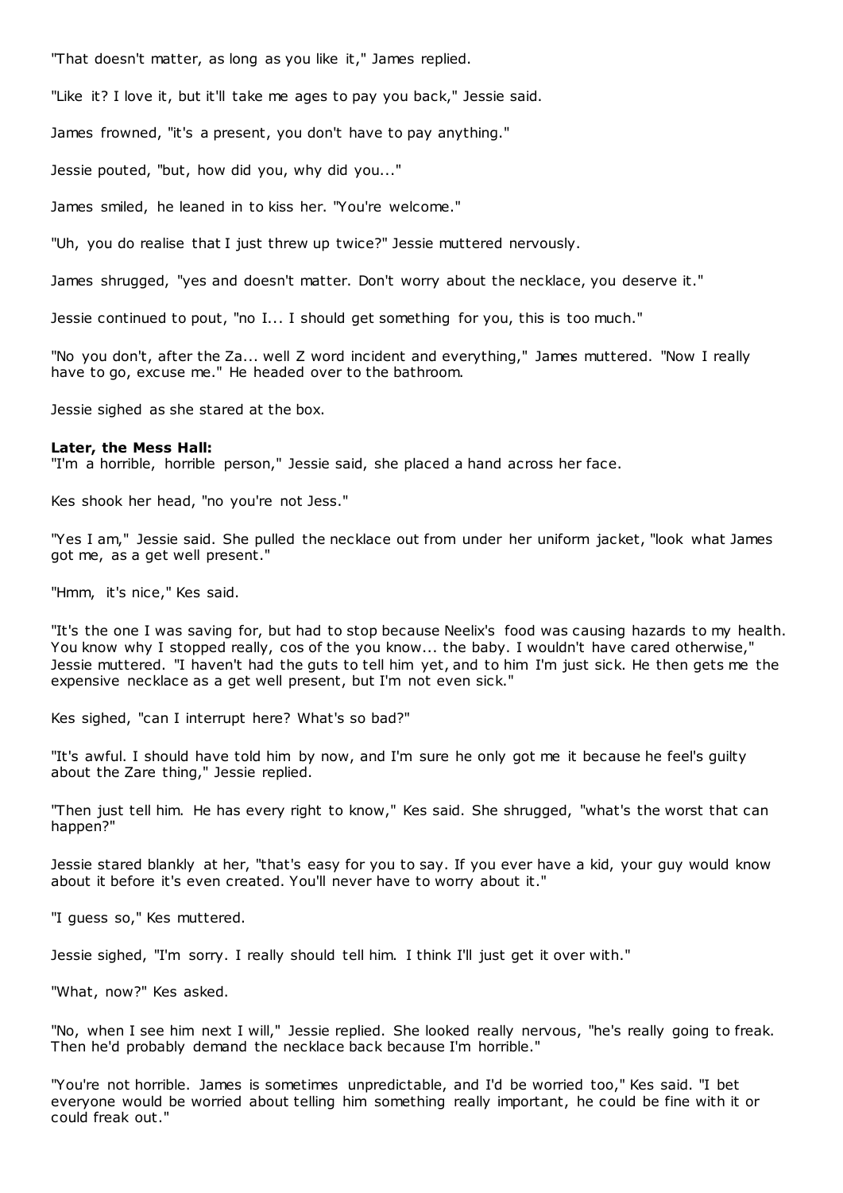"That doesn't matter, as long as you like it," James replied.

"Like it? I love it, but it'll take me ages to pay you back," Jessie said.

James frowned, "it's a present, you don't have to pay anything."

Jessie pouted, "but, how did you, why did you..."

James smiled, he leaned in to kiss her. "You're welcome."

"Uh, you do realise that I just threw up twice?" Jessie muttered nervously.

James shrugged, "yes and doesn't matter. Don't worry about the necklace, you deserve it."

Jessie continued to pout, "no I... I should get something for you, this is too much."

"No you don't, after the Za... well Z word incident and everything," James muttered. "Now I really have to go, excuse me." He headed over to the bathroom.

Jessie sighed as she stared at the box.

**Later, the Mess Hall:**
"I'm a horrible, horrible person," Jessie said, she placed a hand across her face.

Kes shook her head, "no you're not Jess."

"Yes I am," Jessie said. She pulled the necklace out from under her uniform jacket, "look what James got me, as a get well present."

"Hmm, it's nice," Kes said.

"It's the one I was saving for, but had to stop because Neelix's food was causing hazards to my health. You know why I stopped really, cos of the you know... the baby. I wouldn't have cared otherwise," Jessie muttered. "I haven't had the guts to tell him yet, and to him I'm just sick. He then gets me the expensive necklace as a get well present, but I'm not even sick."

Kes sighed, "can I interrupt here? What's so bad?"

"It's awful. I should have told him by now, and I'm sure he only got me it because he feel's guilty about the Zare thing," Jessie replied.

"Then just tell him. He has every right to know," Kes said. She shrugged, "what's the worst that can happen?"

Jessie stared blankly at her, "that's easy for you to say. If you ever have a kid, your guy would know about it before it's even created. You'll never have to worry about it."

"I guess so," Kes muttered.

Jessie sighed, "I'm sorry. I really should tell him. I think I'll just get it over with."

"What, now?" Kes asked.

"No, when I see him next I will," Jessie replied. She looked really nervous, "he's really going to freak. Then he'd probably demand the necklace back because I'm horrible."

"You're not horrible. James is sometimes unpredictable, and I'd be worried too," Kes said. "I bet everyone would be worried about telling him something really important, he could be fine with it or could freak out."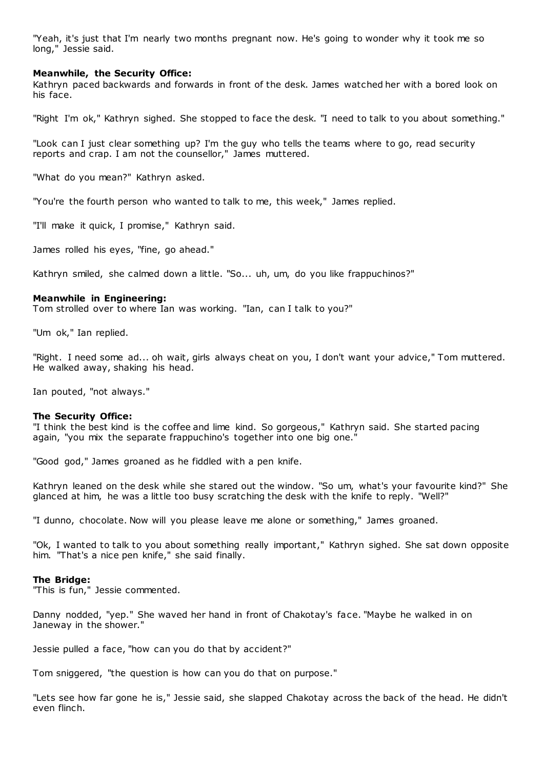"Yeah, it's just that I'm nearly two months pregnant now. He's going to wonder why it took me so long," Jessie said.

**Meanwhile, the Security Office:**
Kathryn paced backwards and forwards in front of the desk. James watched her with a bored look on his face.

"Right I'm ok," Kathryn sighed. She stopped to face the desk. "I need to talk to you about something."

"Look can I just clear something up? I'm the guy who tells the teams where to go, read security reports and crap. I am not the counsellor," James muttered.

"What do you mean?" Kathryn asked.

"You're the fourth person who wanted to talk to me, this week," James replied.

"I'll make it quick, I promise," Kathryn said.

James rolled his eyes, "fine, go ahead."

Kathryn smiled, she calmed down a little. "So... uh, um, do you like frappuchinos?"

**Meanwhile in Engineering:**
Tom strolled over to where Ian was working. "Ian, can I talk to you?"

"Um ok," Ian replied.

"Right. I need some ad... oh wait, girls always cheat on you, I don't want your advice," Tom muttered. He walked away, shaking his head.

Ian pouted, "not always."

**The Security Office:**
"I think the best kind is the coffee and lime kind. So gorgeous," Kathryn said. She started pacing again, "you mix the separate frappuchino's together into one big one."

"Good god," James groaned as he fiddled with a pen knife.

Kathryn leaned on the desk while she stared out the window. "So um, what's your favourite kind?" She glanced at him, he was a little too busy scratching the desk with the knife to reply. "Well?"

"I dunno, chocolate. Now will you please leave me alone or something," James groaned.

"Ok, I wanted to talk to you about something really important," Kathryn sighed. She sat down opposite him. "That's a nice pen knife," she said finally.

**The Bridge:**
"This is fun," Jessie commented.

Danny nodded, "yep." She waved her hand in front of Chakotay's face. "Maybe he walked in on Janeway in the shower."

Jessie pulled a face, "how can you do that by accident?"

Tom sniggered, "the question is how can you do that on purpose."

"Lets see how far gone he is," Jessie said, she slapped Chakotay across the back of the head. He didn't even flinch.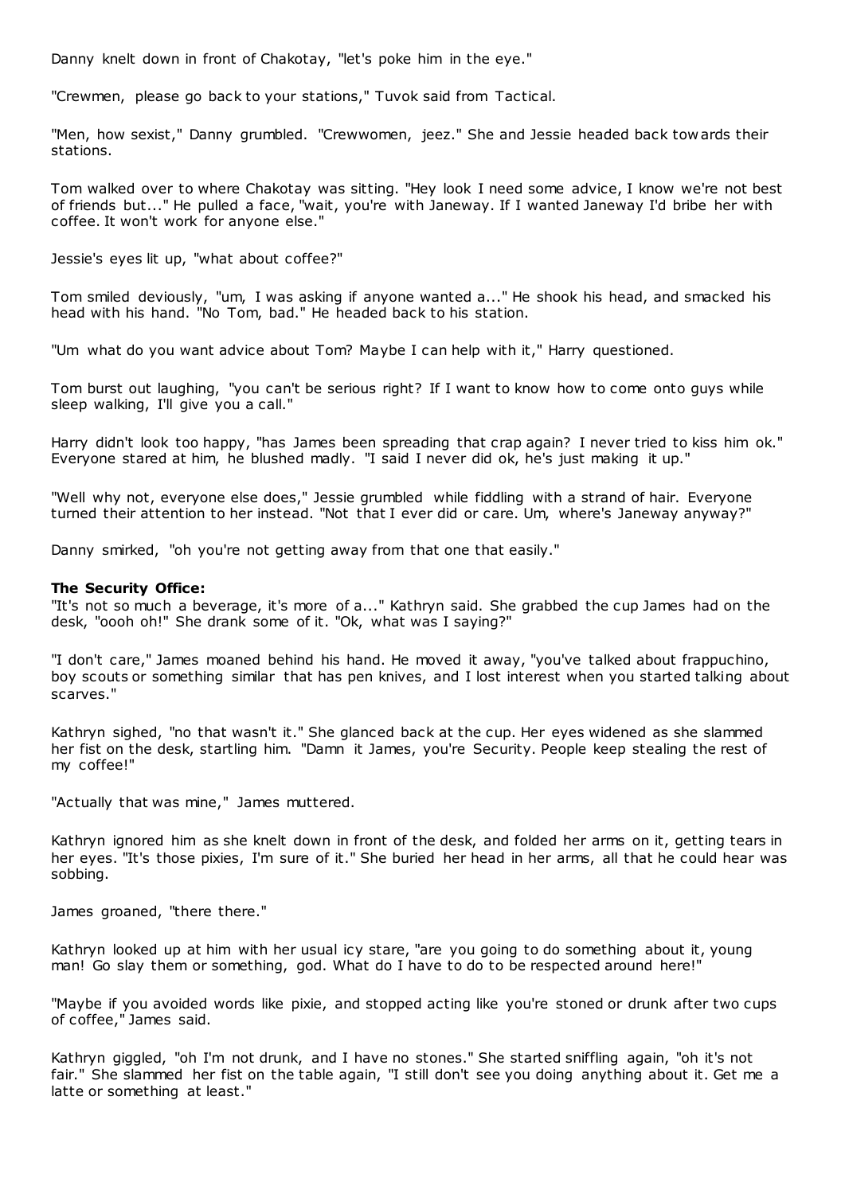Danny knelt down in front of Chakotay, "let's poke him in the eye."

"Crewmen, please go back to your stations," Tuvok said from Tactical.

"Men, how sexist," Danny grumbled. "Crewwomen, jeez." She and Jessie headed back towards their stations.

Tom walked over to where Chakotay was sitting. "Hey look I need some advice, I know we're not best of friends but..." He pulled a face, "wait, you're with Janeway. If I wanted Janeway I'd bribe her with coffee. It won't work for anyone else."

Jessie's eyes lit up, "what about coffee?"

Tom smiled deviously, "um, I was asking if anyone wanted a..." He shook his head, and smacked his head with his hand. "No Tom, bad." He headed back to his station.

"Um what do you want advice about Tom? Maybe I can help with it," Harry questioned.

Tom burst out laughing, "you can't be serious right? If I want to know how to come onto guys while sleep walking, I'll give you a call."

Harry didn't look too happy, "has James been spreading that crap again? I never tried to kiss him ok." Everyone stared at him, he blushed madly. "I said I never did ok, he's just making it up."

"Well why not, everyone else does," Jessie grumbled while fiddling with a strand of hair. Everyone turned their attention to her instead. "Not that I ever did or care. Um, where's Janeway anyway?"

Danny smirked, "oh you're not getting away from that one that easily."

**The Security Office:**

"It's not so much a beverage, it's more of a..." Kathryn said. She grabbed the cup James had on the desk, "oooh oh!" She drank some of it. "Ok, what was I saying?"

"I don't care," James moaned behind his hand. He moved it away, "you've talked about frappuchino, boy scouts or something similar that has pen knives, and I lost interest when you started talking about scarves."

Kathryn sighed, "no that wasn't it." She glanced back at the cup. Her eyes widened as she slammed her fist on the desk, startling him. "Damn it James, you're Security. People keep stealing the rest of my coffee!"

"Actually that was mine," James muttered.

Kathryn ignored him as she knelt down in front of the desk, and folded her arms on it, getting tears in her eyes. "It's those pixies, I'm sure of it." She buried her head in her arms, all that he could hear was sobbing.

James groaned, "there there."

Kathryn looked up at him with her usual icy stare, "are you going to do something about it, young man! Go slay them or something, god. What do I have to do to be respected around here!"

"Maybe if you avoided words like pixie, and stopped acting like you're stoned or drunk after two cups of coffee," James said.

Kathryn giggled, "oh I'm not drunk, and I have no stones." She started sniffling again, "oh it's not fair." She slammed her fist on the table again, "I still don't see you doing anything about it. Get me a latte or something at least."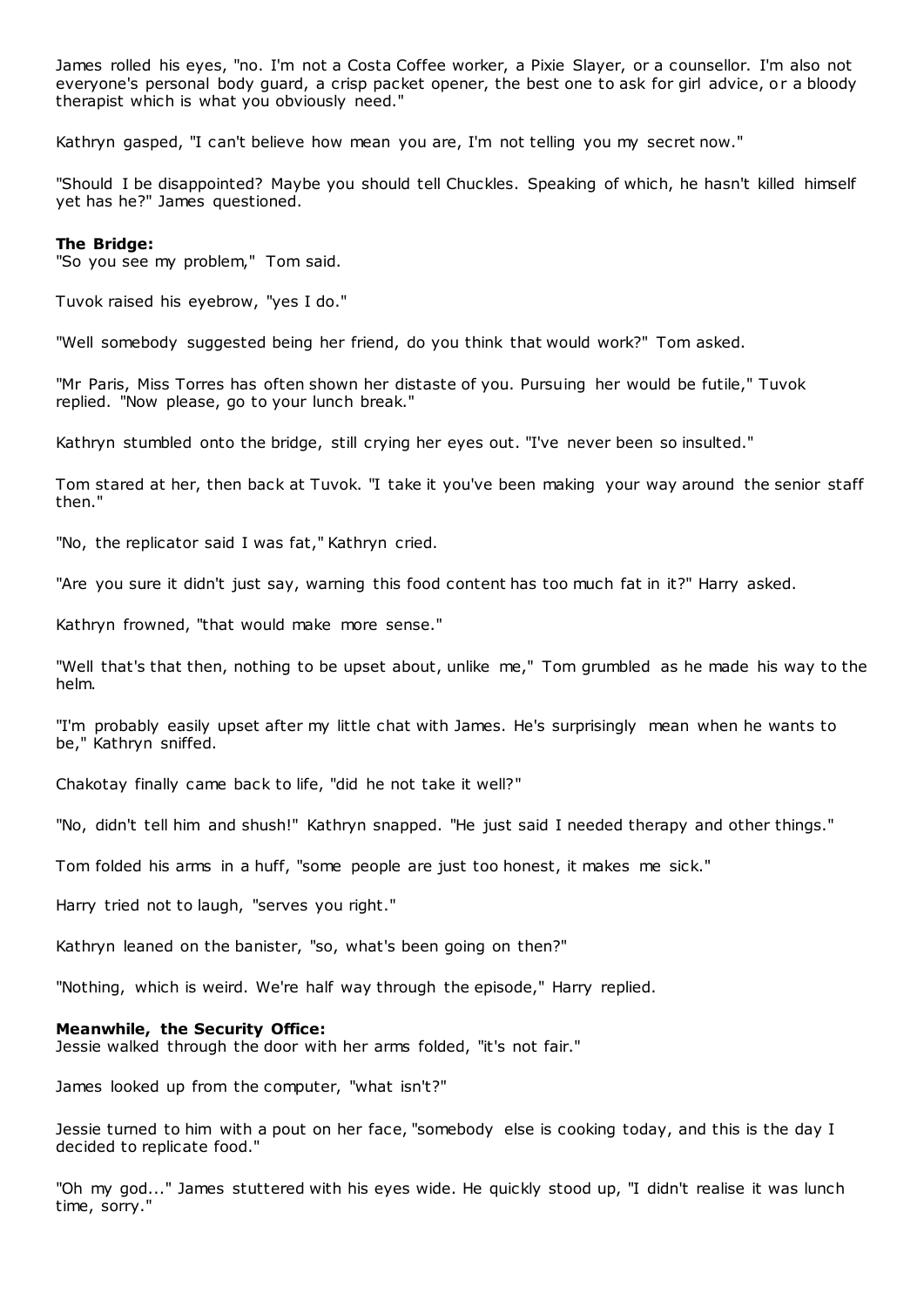James rolled his eyes, "no. I'm not a Costa Coffee worker, a Pixie Slayer, or a counsellor. I'm also not everyone's personal body guard, a crisp packet opener, the best one to ask for girl advice, or a bloody therapist which is what you obviously need."

Kathryn gasped, "I can't believe how mean you are, I'm not telling you my secret now."

"Should I be disappointed? Maybe you should tell Chuckles. Speaking of which, he hasn't killed himself yet has he?" James questioned.

**The Bridge:**
"So you see my problem," Tom said.

Tuvok raised his eyebrow, "yes I do."

"Well somebody suggested being her friend, do you think that would work?" Tom asked.

"Mr Paris, Miss Torres has often shown her distaste of you. Pursuing her would be futile," Tuvok replied. "Now please, go to your lunch break."

Kathryn stumbled onto the bridge, still crying her eyes out. "I've never been so insulted."

Tom stared at her, then back at Tuvok. "I take it you've been making your way around the senior staff then."

"No, the replicator said I was fat," Kathryn cried.

"Are you sure it didn't just say, warning this food content has too much fat in it?" Harry asked.

Kathryn frowned, "that would make more sense."

"Well that's that then, nothing to be upset about, unlike me," Tom grumbled as he made his way to the helm.

"I'm probably easily upset after my little chat with James. He's surprisingly mean when he wants to be," Kathryn sniffed.

Chakotay finally came back to life, "did he not take it well?"

"No, didn't tell him and shush!" Kathryn snapped. "He just said I needed therapy and other things."

Tom folded his arms in a huff, "some people are just too honest, it makes me sick."

Harry tried not to laugh, "serves you right."

Kathryn leaned on the banister, "so, what's been going on then?"

"Nothing, which is weird. We're half way through the episode," Harry replied.

**Meanwhile, the Security Office:**
Jessie walked through the door with her arms folded, "it's not fair."

James looked up from the computer, "what isn't?"

Jessie turned to him with a pout on her face, "somebody else is cooking today, and this is the day I decided to replicate food."

"Oh my god..." James stuttered with his eyes wide. He quickly stood up, "I didn't realise it was lunch time, sorry."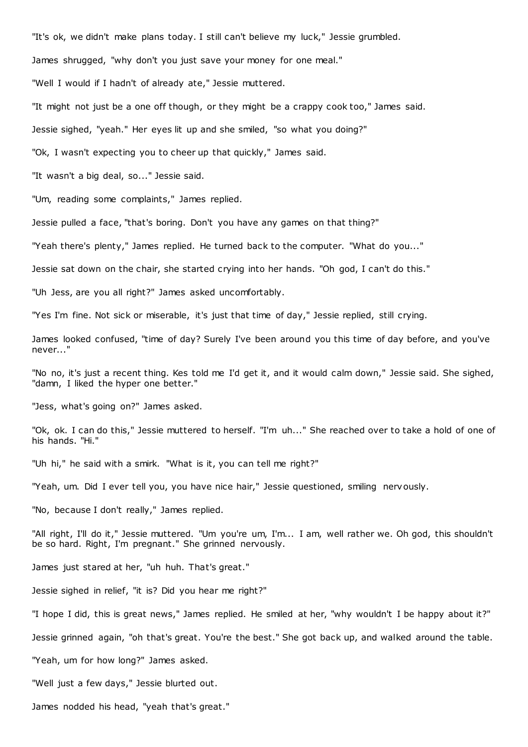"It's ok, we didn't make plans today. I still can't believe my luck," Jessie grumbled.

James shrugged, "why don't you just save your money for one meal."

"Well I would if I hadn't of already ate," Jessie muttered.

"It might not just be a one off though, or they might be a crappy cook too," James said.

Jessie sighed, "yeah." Her eyes lit up and she smiled, "so what you doing?"

"Ok, I wasn't expecting you to cheer up that quickly," James said.

"It wasn't a big deal, so..." Jessie said.

"Um, reading some complaints," James replied.

Jessie pulled a face, "that's boring. Don't you have any games on that thing?"

"Yeah there's plenty," James replied. He turned back to the computer. "What do you..."

Jessie sat down on the chair, she started crying into her hands. "Oh god, I can't do this."

"Uh Jess, are you all right?" James asked uncomfortably.

"Yes I'm fine. Not sick or miserable, it's just that time of day," Jessie replied, still crying.

James looked confused, "time of day? Surely I've been around you this time of day before, and you've never..."

"No no, it's just a recent thing. Kes told me I'd get it, and it would calm down," Jessie said. She sighed, "damn, I liked the hyper one better."

"Jess, what's going on?" James asked.

"Ok, ok. I can do this," Jessie muttered to herself. "I'm uh..." She reached over to take a hold of one of his hands. "Hi."

"Uh hi," he said with a smirk. "What is it, you can tell me right?"

"Yeah, um. Did I ever tell you, you have nice hair," Jessie questioned, smiling nervously.

"No, because I don't really," James replied.

"All right, I'll do it," Jessie muttered. "Um you're um, I'm... I am, well rather we. Oh god, this shouldn't be so hard. Right, I'm pregnant." She grinned nervously.

James just stared at her, "uh huh. That's great."

Jessie sighed in relief, "it is? Did you hear me right?"

"I hope I did, this is great news," James replied. He smiled at her, "why wouldn't I be happy about it?"

Jessie grinned again, "oh that's great. You're the best." She got back up, and walked around the table.

"Yeah, um for how long?" James asked.

"Well just a few days," Jessie blurted out.

James nodded his head, "yeah that's great."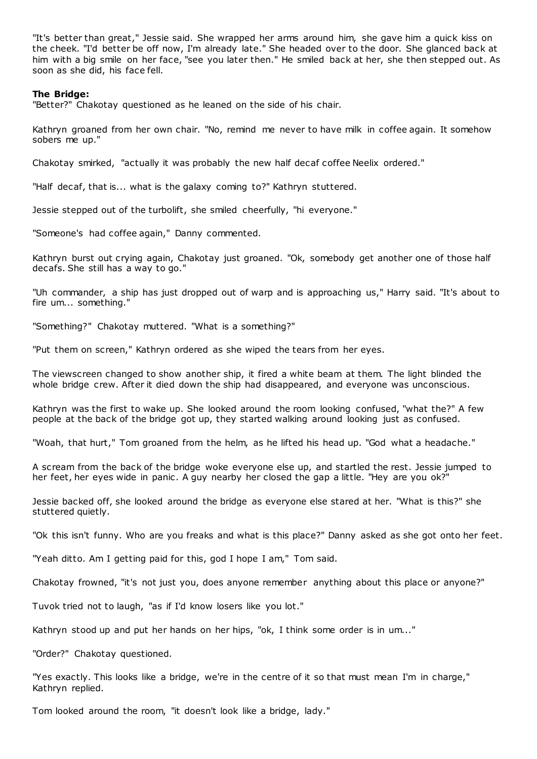"It's better than great," Jessie said. She wrapped her arms around him, she gave him a quick kiss on the cheek. "I'd better be off now, I'm already late." She headed over to the door. She glanced back at him with a big smile on her face, "see you later then." He smiled back at her, she then stepped out. As soon as she did, his face fell.

**The Bridge:**

"Better?" Chakotay questioned as he leaned on the side of his chair.

Kathryn groaned from her own chair. "No, remind me never to have milk in coffee again. It somehow sobers me up."

Chakotay smirked, "actually it was probably the new half decaf coffee Neelix ordered."

"Half decaf, that is... what is the galaxy coming to?" Kathryn stuttered.

Jessie stepped out of the turbolift, she smiled cheerfully, "hi everyone."

"Someone's had coffee again," Danny commented.

Kathryn burst out crying again, Chakotay just groaned. "Ok, somebody get another one of those half decafs. She still has a way to go."

"Uh commander, a ship has just dropped out of warp and is approaching us," Harry said. "It's about to fire um... something."

"Something?" Chakotay muttered. "What is a something?"

"Put them on screen," Kathryn ordered as she wiped the tears from her eyes.

The viewscreen changed to show another ship, it fired a white beam at them. The light blinded the whole bridge crew. After it died down the ship had disappeared, and everyone was unconscious.

Kathryn was the first to wake up. She looked around the room looking confused, "what the?" A few people at the back of the bridge got up, they started walking around looking just as confused.

"Woah, that hurt," Tom groaned from the helm, as he lifted his head up. "God what a headache."

A scream from the back of the bridge woke everyone else up, and startled the rest. Jessie jumped to her feet, her eyes wide in panic. A guy nearby her closed the gap a little. "Hey are you ok?"

Jessie backed off, she looked around the bridge as everyone else stared at her. "What is this?" she stuttered quietly.

"Ok this isn't funny. Who are you freaks and what is this place?" Danny asked as she got onto her feet.

"Yeah ditto. Am I getting paid for this, god I hope I am," Tom said.

Chakotay frowned, "it's not just you, does anyone remember anything about this place or anyone?"

Tuvok tried not to laugh, "as if I'd know losers like you lot."

Kathryn stood up and put her hands on her hips, "ok, I think some order is in um..."

"Order?" Chakotay questioned.

"Yes exactly. This looks like a bridge, we're in the centre of it so that must mean I'm in charge," Kathryn replied.

Tom looked around the room, "it doesn't look like a bridge, lady."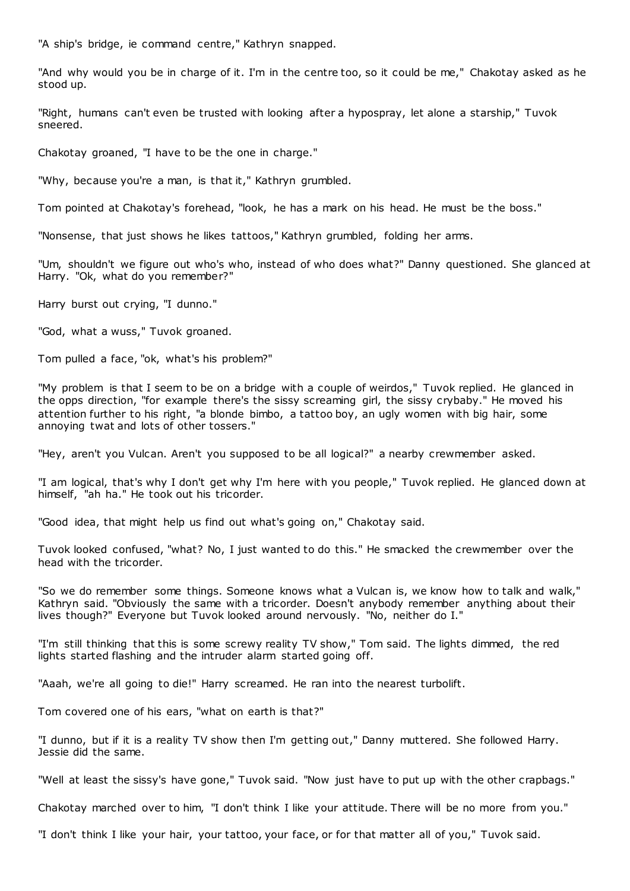"A ship's bridge, ie command centre," Kathryn snapped.

"And why would you be in charge of it. I'm in the centre too, so it could be me," Chakotay asked as he stood up.

"Right, humans can't even be trusted with looking after a hypospray, let alone a starship," Tuvok sneered.

Chakotay groaned, "I have to be the one in charge."

"Why, because you're a man, is that it," Kathryn grumbled.

Tom pointed at Chakotay's forehead, "look, he has a mark on his head. He must be the boss."

"Nonsense, that just shows he likes tattoos," Kathryn grumbled, folding her arms.

"Um, shouldn't we figure out who's who, instead of who does what?" Danny questioned. She glanced at Harry. "Ok, what do you remember?"

Harry burst out crying, "I dunno."

"God, what a wuss," Tuvok groaned.

Tom pulled a face, "ok, what's his problem?"

"My problem is that I seem to be on a bridge with a couple of weirdos," Tuvok replied. He glanced in the opps direction, "for example there's the sissy screaming girl, the sissy crybaby." He moved his attention further to his right, "a blonde bimbo, a tattoo boy, an ugly women with big hair, some annoying twat and lots of other tossers."

"Hey, aren't you Vulcan. Aren't you supposed to be all logical?" a nearby crewmember asked.

"I am logical, that's why I don't get why I'm here with you people," Tuvok replied. He glanced down at himself, "ah ha." He took out his tricorder.

"Good idea, that might help us find out what's going on," Chakotay said.

Tuvok looked confused, "what? No, I just wanted to do this." He smacked the crewmember over the head with the tricorder.

"So we do remember some things. Someone knows what a Vulcan is, we know how to talk and walk," Kathryn said. "Obviously the same with a tricorder. Doesn't anybody remember anything about their lives though?" Everyone but Tuvok looked around nervously. "No, neither do I."

"I'm still thinking that this is some screwy reality TV show," Tom said. The lights dimmed, the red lights started flashing and the intruder alarm started going off.

"Aaah, we're all going to die!" Harry screamed. He ran into the nearest turbolift.

Tom covered one of his ears, "what on earth is that?"

"I dunno, but if it is a reality TV show then I'm getting out," Danny muttered. She followed Harry. Jessie did the same.

"Well at least the sissy's have gone," Tuvok said. "Now just have to put up with the other crapbags."

Chakotay marched over to him, "I don't think I like your attitude. There will be no more from you."

"I don't think I like your hair, your tattoo, your face, or for that matter all of you," Tuvok said.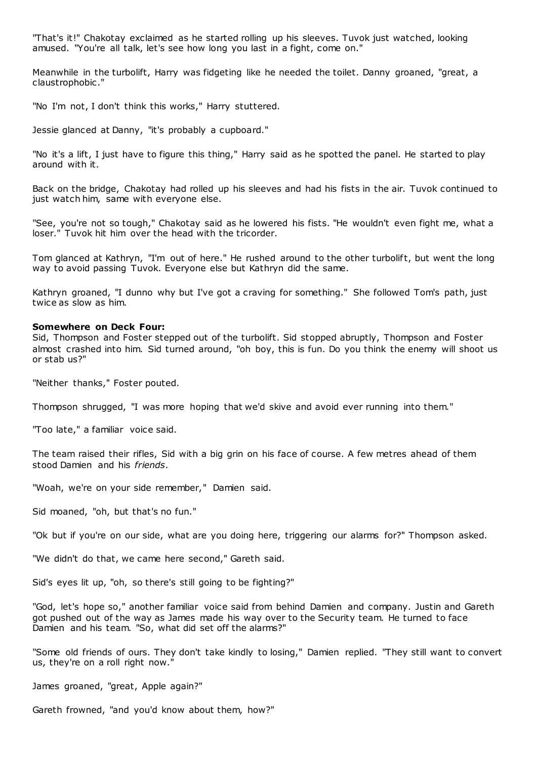"That's it!" Chakotay exclaimed as he started rolling up his sleeves. Tuvok just watched, looking amused. "You're all talk, let's see how long you last in a fight, come on."

Meanwhile in the turbolift, Harry was fidgeting like he needed the toilet. Danny groaned, "great, a claustrophobic."

"No I'm not, I don't think this works," Harry stuttered.

Jessie glanced at Danny, "it's probably a cupboard."

"No it's a lift, I just have to figure this thing," Harry said as he spotted the panel. He started to play around with it.

Back on the bridge, Chakotay had rolled up his sleeves and had his fists in the air. Tuvok continued to just watch him, same with everyone else.

"See, you're not so tough," Chakotay said as he lowered his fists. "He wouldn't even fight me, what a loser." Tuvok hit him over the head with the tricorder.

Tom glanced at Kathryn, "I'm out of here." He rushed around to the other turbolift, but went the long way to avoid passing Tuvok. Everyone else but Kathryn did the same.

Kathryn groaned, "I dunno why but I've got a craving for something." She followed Tom's path, just twice as slow as him.

**Somewhere on Deck Four:**
Sid, Thompson and Foster stepped out of the turbolift. Sid stopped abruptly, Thompson and Foster almost crashed into him. Sid turned around, "oh boy, this is fun. Do you think the enemy will shoot us or stab us?"

"Neither thanks," Foster pouted.

Thompson shrugged, "I was more hoping that we'd skive and avoid ever running into them."

"Too late," a familiar voice said.

The team raised their rifles, Sid with a big grin on his face of course. A few metres ahead of them stood Damien and his *friends*.

"Woah, we're on your side remember," Damien said.

Sid moaned, "oh, but that's no fun."

"Ok but if you're on our side, what are you doing here, triggering our alarms for?" Thompson asked.

"We didn't do that, we came here second," Gareth said.

Sid's eyes lit up, "oh, so there's still going to be fighting?"

"God, let's hope so," another familiar voice said from behind Damien and company. Justin and Gareth got pushed out of the way as James made his way over to the Security team. He turned to face Damien and his team. "So, what did set off the alarms?"

"Some old friends of ours. They don't take kindly to losing," Damien replied. "They still want to convert us, they're on a roll right now."

James groaned, "great, Apple again?"

Gareth frowned, "and you'd know about them, how?"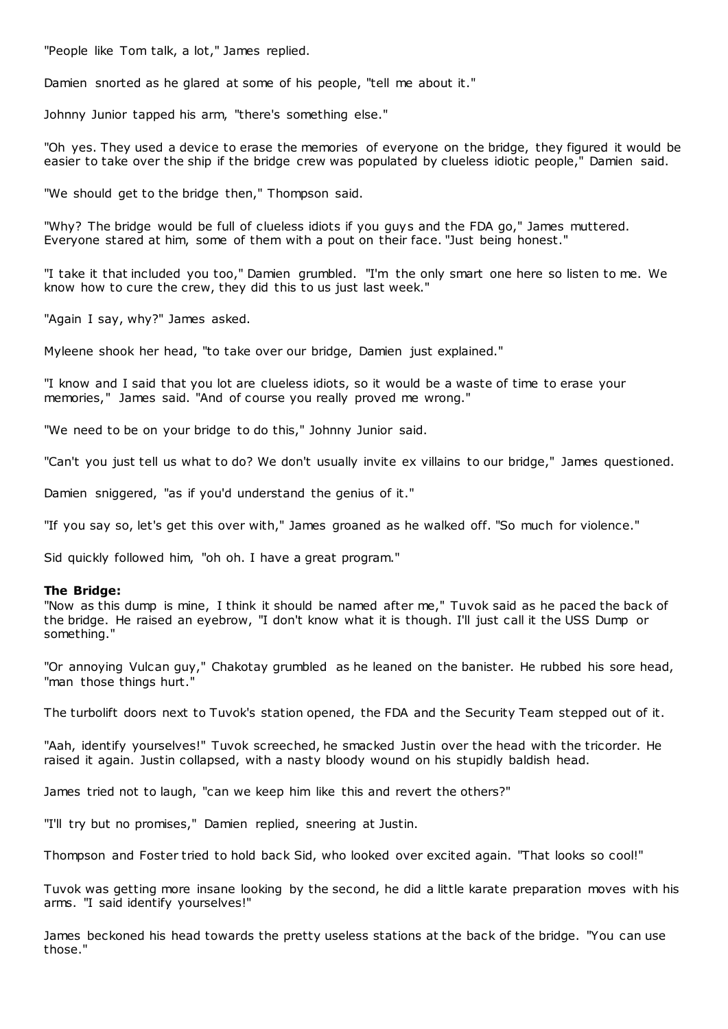"People like Tom talk, a lot," James replied.

Damien snorted as he glared at some of his people, "tell me about it."

Johnny Junior tapped his arm, "there's something else."

"Oh yes. They used a device to erase the memories of everyone on the bridge, they figured it would be easier to take over the ship if the bridge crew was populated by clueless idiotic people," Damien said.

"We should get to the bridge then," Thompson said.

"Why? The bridge would be full of clueless idiots if you guys and the FDA go," James muttered. Everyone stared at him, some of them with a pout on their face. "Just being honest."

"I take it that included you too," Damien grumbled. "I'm the only smart one here so listen to me. We know how to cure the crew, they did this to us just last week."

"Again I say, why?" James asked.

Myleene shook her head, "to take over our bridge, Damien just explained."

"I know and I said that you lot are clueless idiots, so it would be a waste of time to erase your memories," James said. "And of course you really proved me wrong."

"We need to be on your bridge to do this," Johnny Junior said.

"Can't you just tell us what to do? We don't usually invite ex villains to our bridge," James questioned.

Damien sniggered, "as if you'd understand the genius of it."

"If you say so, let's get this over with," James groaned as he walked off. "So much for violence."

Sid quickly followed him, "oh oh. I have a great program."

**The Bridge:**
"Now as this dump is mine, I think it should be named after me," Tuvok said as he paced the back of the bridge. He raised an eyebrow, "I don't know what it is though. I'll just call it the USS Dump or something."

"Or annoying Vulcan guy," Chakotay grumbled as he leaned on the banister. He rubbed his sore head, "man those things hurt."

The turbolift doors next to Tuvok's station opened, the FDA and the Security Team stepped out of it.

"Aah, identify yourselves!" Tuvok screeched, he smacked Justin over the head with the tricorder. He raised it again. Justin collapsed, with a nasty bloody wound on his stupidly baldish head.

James tried not to laugh, "can we keep him like this and revert the others?"

"I'll try but no promises," Damien replied, sneering at Justin.

Thompson and Foster tried to hold back Sid, who looked over excited again. "That looks so cool!"

Tuvok was getting more insane looking by the second, he did a little karate preparation moves with his arms. "I said identify yourselves!"

James beckoned his head towards the pretty useless stations at the back of the bridge. "You can use those."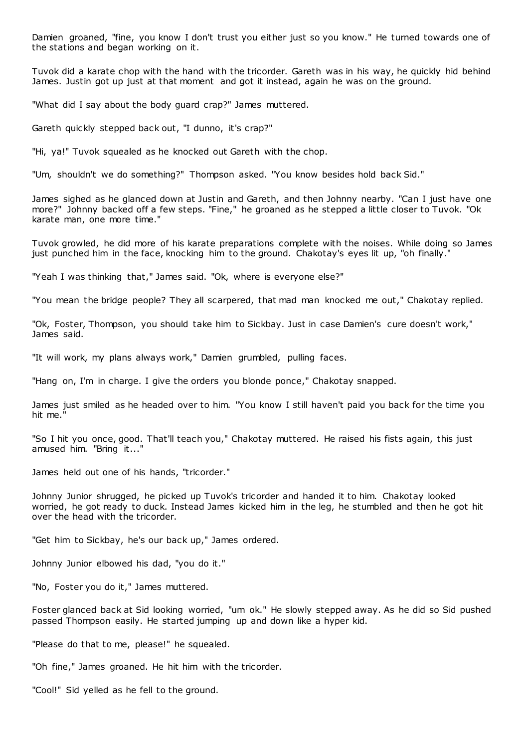Damien groaned, "fine, you know I don't trust you either just so you know." He turned towards one of the stations and began working on it.

Tuvok did a karate chop with the hand with the tricorder. Gareth was in his way, he quickly hid behind James. Justin got up just at that moment and got it instead, again he was on the ground.

"What did I say about the body guard crap?" James muttered.

Gareth quickly stepped back out, "I dunno, it's crap?"

"Hi, ya!" Tuvok squealed as he knocked out Gareth with the chop.

"Um, shouldn't we do something?" Thompson asked. "You know besides hold back Sid."

James sighed as he glanced down at Justin and Gareth, and then Johnny nearby. "Can I just have one more?" Johnny backed off a few steps. "Fine," he groaned as he stepped a little closer to Tuvok. "Ok karate man, one more time."

Tuvok growled, he did more of his karate preparations complete with the noises. While doing so James just punched him in the face, knocking him to the ground. Chakotay's eyes lit up, "oh finally."

"Yeah I was thinking that," James said. "Ok, where is everyone else?"

"You mean the bridge people? They all scarpered, that mad man knocked me out," Chakotay replied.

"Ok, Foster, Thompson, you should take him to Sickbay. Just in case Damien's cure doesn't work," James said.

"It will work, my plans always work," Damien grumbled, pulling faces.

"Hang on, I'm in charge. I give the orders you blonde ponce," Chakotay snapped.

James just smiled as he headed over to him. "You know I still haven't paid you back for the time you hit me."

"So I hit you once, good. That'll teach you," Chakotay muttered. He raised his fists again, this just amused him. "Bring it..."

James held out one of his hands, "tricorder."

Johnny Junior shrugged, he picked up Tuvok's tricorder and handed it to him. Chakotay looked worried, he got ready to duck. Instead James kicked him in the leg, he stumbled and then he got hit over the head with the tricorder.

"Get him to Sickbay, he's our back up," James ordered.

Johnny Junior elbowed his dad, "you do it."

"No, Foster you do it," James muttered.

Foster glanced back at Sid looking worried, "um ok." He slowly stepped away. As he did so Sid pushed passed Thompson easily. He started jumping up and down like a hyper kid.

"Please do that to me, please!" he squealed.

"Oh fine," James groaned. He hit him with the tricorder.

"Cool!" Sid yelled as he fell to the ground.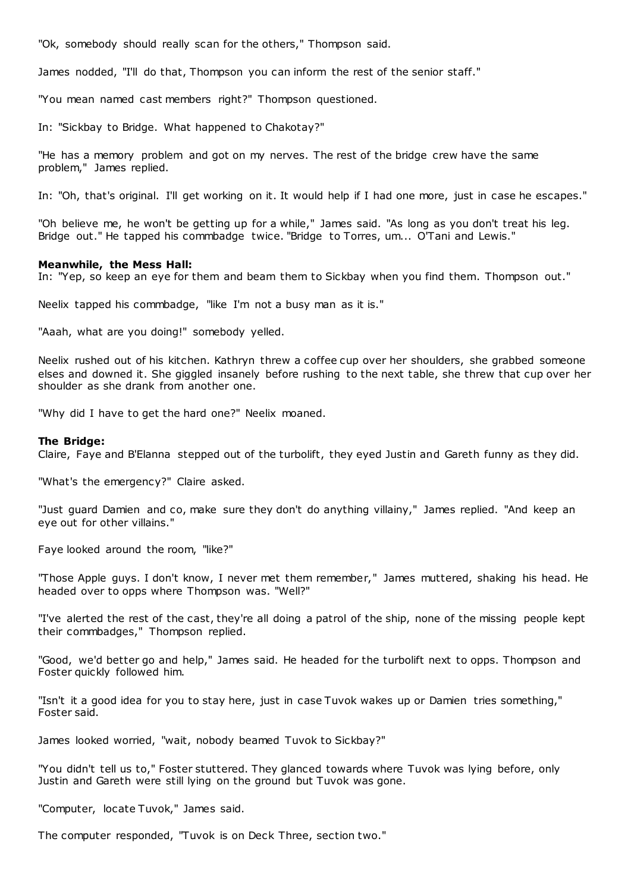"Ok, somebody should really scan for the others," Thompson said.

James nodded, "I'll do that, Thompson you can inform the rest of the senior staff."

"You mean named cast members right?" Thompson questioned.

In: "Sickbay to Bridge. What happened to Chakotay?"

"He has a memory problem and got on my nerves. The rest of the bridge crew have the same problem," James replied.

In: "Oh, that's original. I'll get working on it. It would help if I had one more, just in case he escapes."

"Oh believe me, he won't be getting up for a while," James said. "As long as you don't treat his leg. Bridge out." He tapped his commbadge twice. "Bridge to Torres, um... O'Tani and Lewis."

**Meanwhile, the Mess Hall:**
In: "Yep, so keep an eye for them and beam them to Sickbay when you find them. Thompson out."

Neelix tapped his commbadge, "like I'm not a busy man as it is."

"Aaah, what are you doing!" somebody yelled.

Neelix rushed out of his kitchen. Kathryn threw a coffee cup over her shoulders, she grabbed someone elses and downed it. She giggled insanely before rushing to the next table, she threw that cup over her shoulder as she drank from another one.

"Why did I have to get the hard one?" Neelix moaned.

**The Bridge:**
Claire, Faye and B'Elanna stepped out of the turbolift, they eyed Justin and Gareth funny as they did.

"What's the emergency?" Claire asked.

"Just guard Damien and co, make sure they don't do anything villainy," James replied. "And keep an eye out for other villains."

Faye looked around the room, "like?"

"Those Apple guys. I don't know, I never met them remember," James muttered, shaking his head. He headed over to opps where Thompson was. "Well?"

"I've alerted the rest of the cast, they're all doing a patrol of the ship, none of the missing people kept their commbadges," Thompson replied.

"Good, we'd better go and help," James said. He headed for the turbolift next to opps. Thompson and Foster quickly followed him.

"Isn't it a good idea for you to stay here, just in case Tuvok wakes up or Damien tries something," Foster said.

James looked worried, "wait, nobody beamed Tuvok to Sickbay?"

"You didn't tell us to," Foster stuttered. They glanced towards where Tuvok was lying before, only Justin and Gareth were still lying on the ground but Tuvok was gone.

"Computer, locate Tuvok," James said.

The computer responded, "Tuvok is on Deck Three, section two."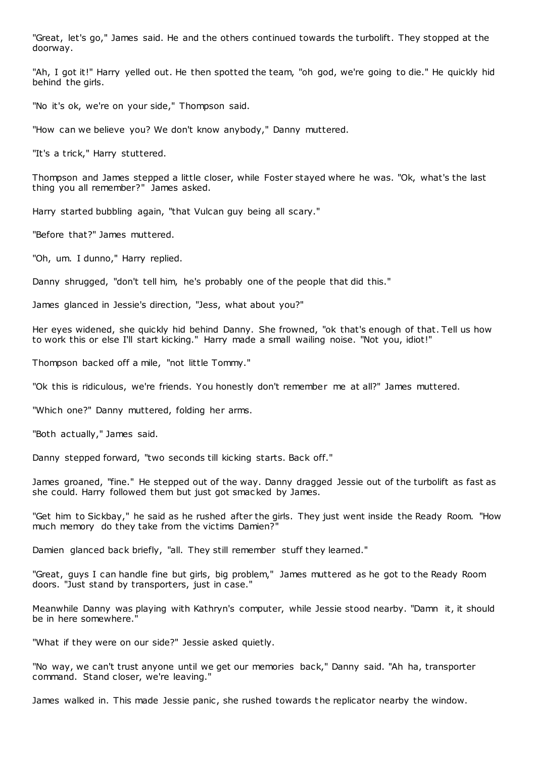"Great, let's go," James said. He and the others continued towards the turbolift. They stopped at the doorway.

"Ah, I got it!" Harry yelled out. He then spotted the team, "oh god, we're going to die." He quickly hid behind the girls.

"No it's ok, we're on your side," Thompson said.

"How can we believe you? We don't know anybody," Danny muttered.

"It's a trick," Harry stuttered.

Thompson and James stepped a little closer, while Foster stayed where he was. "Ok, what's the last thing you all remember?" James asked.

Harry started bubbling again, "that Vulcan guy being all scary."

"Before that?" James muttered.

"Oh, um. I dunno," Harry replied.

Danny shrugged, "don't tell him, he's probably one of the people that did this."

James glanced in Jessie's direction, "Jess, what about you?"

Her eyes widened, she quickly hid behind Danny. She frowned, "ok that's enough of that. Tell us how to work this or else I'll start kicking." Harry made a small wailing noise. "Not you, idiot!"

Thompson backed off a mile, "not little Tommy."

"Ok this is ridiculous, we're friends. You honestly don't remember me at all?" James muttered.

"Which one?" Danny muttered, folding her arms.

"Both actually," James said.

Danny stepped forward, "two seconds till kicking starts. Back off."

James groaned, "fine." He stepped out of the way. Danny dragged Jessie out of the turbolift as fast as she could. Harry followed them but just got smacked by James.

"Get him to Sickbay," he said as he rushed after the girls. They just went inside the Ready Room. "How much memory do they take from the victims Damien?"

Damien glanced back briefly, "all. They still remember stuff they learned."

"Great, guys I can handle fine but girls, big problem," James muttered as he got to the Ready Room doors. "Just stand by transporters, just in case."

Meanwhile Danny was playing with Kathryn's computer, while Jessie stood nearby. "Damn it, it should be in here somewhere."

"What if they were on our side?" Jessie asked quietly.

"No way, we can't trust anyone until we get our memories back," Danny said. "Ah ha, transporter command. Stand closer, we're leaving."

James walked in. This made Jessie panic, she rushed towards the replicator nearby the window.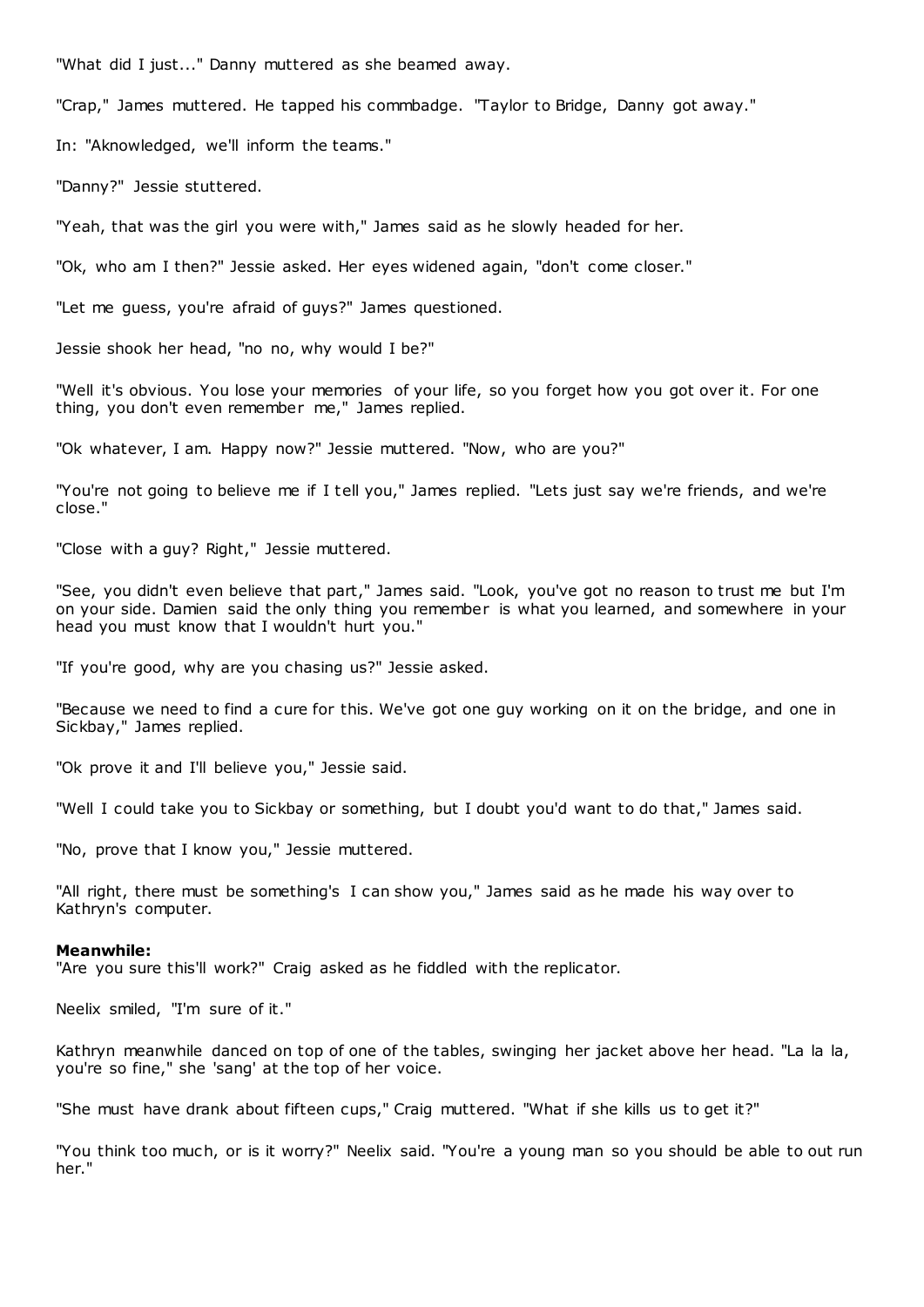"What did I just..." Danny muttered as she beamed away.

"Crap," James muttered. He tapped his commbadge. "Taylor to Bridge, Danny got away."

In: "Aknowledged, we'll inform the teams."

"Danny?" Jessie stuttered.

"Yeah, that was the girl you were with," James said as he slowly headed for her.

"Ok, who am I then?" Jessie asked. Her eyes widened again, "don't come closer."

"Let me guess, you're afraid of guys?" James questioned.

Jessie shook her head, "no no, why would I be?"

"Well it's obvious. You lose your memories of your life, so you forget how you got over it. For one thing, you don't even remember me," James replied.

"Ok whatever, I am. Happy now?" Jessie muttered. "Now, who are you?"

"You're not going to believe me if I tell you," James replied. "Lets just say we're friends, and we're close."

"Close with a guy? Right," Jessie muttered.

"See, you didn't even believe that part," James said. "Look, you've got no reason to trust me but I'm on your side. Damien said the only thing you remember is what you learned, and somewhere in your head you must know that I wouldn't hurt you."

"If you're good, why are you chasing us?" Jessie asked.

"Because we need to find a cure for this. We've got one guy working on it on the bridge, and one in Sickbay," James replied.

"Ok prove it and I'll believe you," Jessie said.

"Well I could take you to Sickbay or something, but I doubt you'd want to do that," James said.

"No, prove that I know you," Jessie muttered.

"All right, there must be something's I can show you," James said as he made his way over to Kathryn's computer.

**Meanwhile:**
"Are you sure this'll work?" Craig asked as he fiddled with the replicator.

Neelix smiled, "I'm sure of it."

Kathryn meanwhile danced on top of one of the tables, swinging her jacket above her head. "La la la, you're so fine," she 'sang' at the top of her voice.

"She must have drank about fifteen cups," Craig muttered. "What if she kills us to get it?"

"You think too much, or is it worry?" Neelix said. "You're a young man so you should be able to out run her."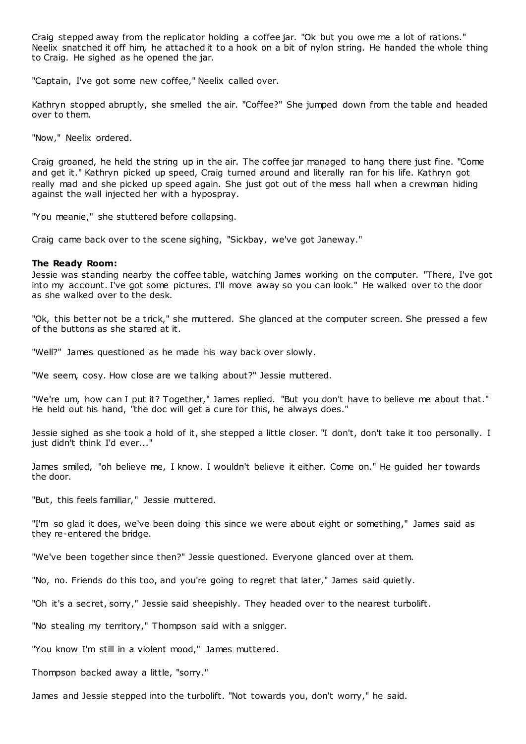Craig stepped away from the replicator holding a coffee jar. "Ok but you owe me a lot of rations." Neelix snatched it off him, he attached it to a hook on a bit of nylon string. He handed the whole thing to Craig. He sighed as he opened the jar.

"Captain, I've got some new coffee," Neelix called over.

Kathryn stopped abruptly, she smelled the air. "Coffee?" She jumped down from the table and headed over to them.

"Now," Neelix ordered.

Craig groaned, he held the string up in the air. The coffee jar managed to hang there just fine. "Come and get it." Kathryn picked up speed, Craig turned around and literally ran for his life. Kathryn got really mad and she picked up speed again. She just got out of the mess hall when a crewman hiding against the wall injected her with a hypospray.

"You meanie," she stuttered before collapsing.

Craig came back over to the scene sighing, "Sickbay, we've got Janeway."

**The Ready Room:**

Jessie was standing nearby the coffee table, watching James working on the computer. "There, I've got into my account. I've got some pictures. I'll move away so you can look." He walked over to the door as she walked over to the desk.

"Ok, this better not be a trick," she muttered. She glanced at the computer screen. She pressed a few of the buttons as she stared at it.

"Well?" James questioned as he made his way back over slowly.

"We seem, cosy. How close are we talking about?" Jessie muttered.

"We're um, how can I put it? Together," James replied. "But you don't have to believe me about that." He held out his hand, "the doc will get a cure for this, he always does."

Jessie sighed as she took a hold of it, she stepped a little closer. "I don't, don't take it too personally. I just didn't think I'd ever..."

James smiled, "oh believe me, I know. I wouldn't believe it either. Come on." He guided her towards the door.

"But, this feels familiar," Jessie muttered.

"I'm so glad it does, we've been doing this since we were about eight or something," James said as they re-entered the bridge.

"We've been together since then?" Jessie questioned. Everyone glanced over at them.

"No, no. Friends do this too, and you're going to regret that later," James said quietly.

"Oh it's a secret, sorry," Jessie said sheepishly. They headed over to the nearest turbolift.

"No stealing my territory," Thompson said with a snigger.

"You know I'm still in a violent mood," James muttered.

Thompson backed away a little, "sorry."

James and Jessie stepped into the turbolift. "Not towards you, don't worry," he said.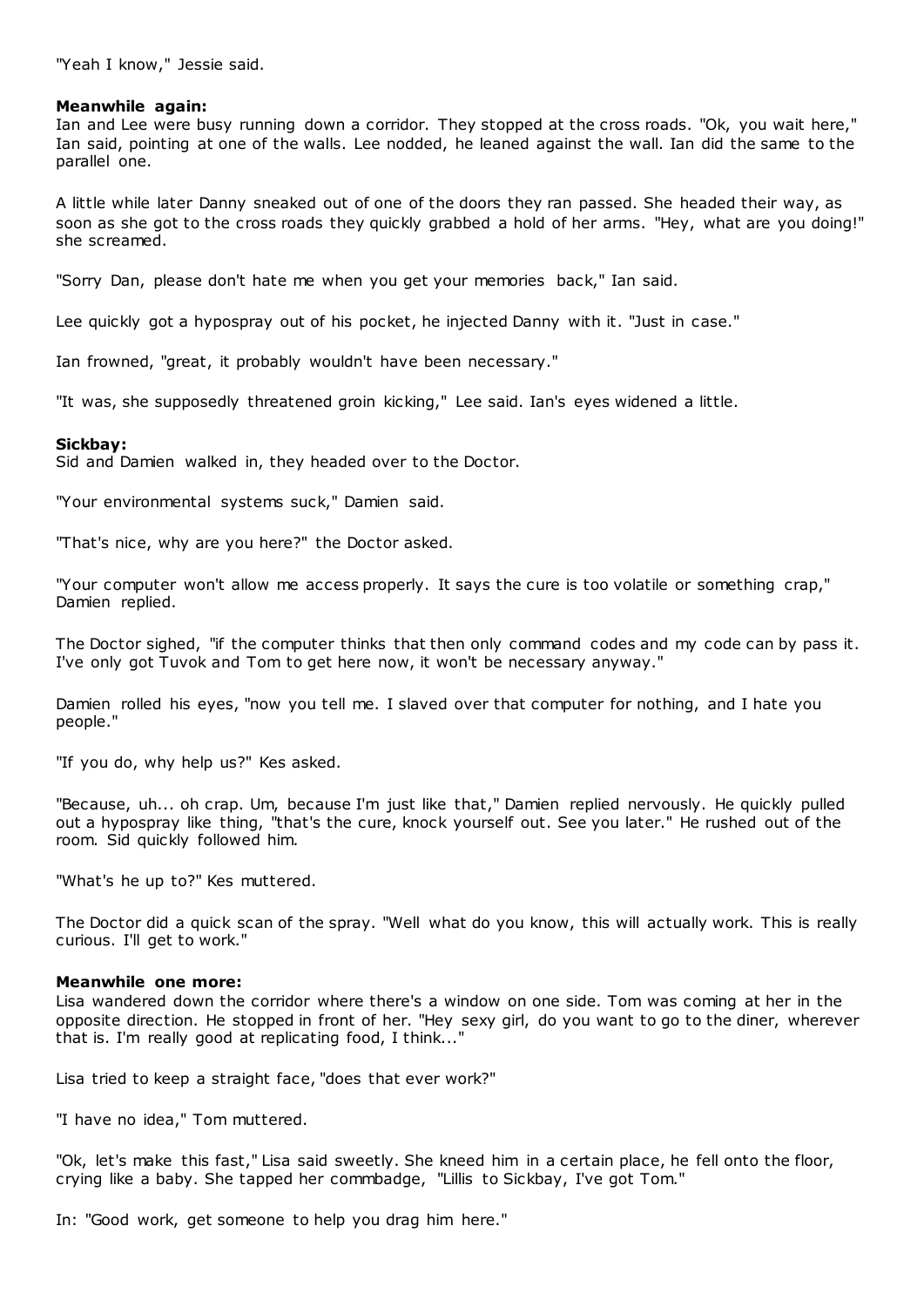"Yeah I know," Jessie said.

**Meanwhile again:**
Ian and Lee were busy running down a corridor. They stopped at the cross roads. "Ok, you wait here," Ian said, pointing at one of the walls. Lee nodded, he leaned against the wall. Ian did the same to the parallel one.

A little while later Danny sneaked out of one of the doors they ran passed. She headed their way, as soon as she got to the cross roads they quickly grabbed a hold of her arms. "Hey, what are you doing!" she screamed.

"Sorry Dan, please don't hate me when you get your memories back," Ian said.

Lee quickly got a hypospray out of his pocket, he injected Danny with it. "Just in case."

Ian frowned, "great, it probably wouldn't have been necessary."

"It was, she supposedly threatened groin kicking," Lee said. Ian's eyes widened a little.

**Sickbay:**
Sid and Damien walked in, they headed over to the Doctor.

"Your environmental systems suck," Damien said.

"That's nice, why are you here?" the Doctor asked.

"Your computer won't allow me access properly. It says the cure is too volatile or something crap," Damien replied.

The Doctor sighed, "if the computer thinks that then only command codes and my code can by pass it. I've only got Tuvok and Tom to get here now, it won't be necessary anyway."

Damien rolled his eyes, "now you tell me. I slaved over that computer for nothing, and I hate you people."

"If you do, why help us?" Kes asked.

"Because, uh... oh crap. Um, because I'm just like that," Damien replied nervously. He quickly pulled out a hypospray like thing, "that's the cure, knock yourself out. See you later." He rushed out of the room. Sid quickly followed him.

"What's he up to?" Kes muttered.

The Doctor did a quick scan of the spray. "Well what do you know, this will actually work. This is really curious. I'll get to work."

**Meanwhile one more:**
Lisa wandered down the corridor where there's a window on one side. Tom was coming at her in the opposite direction. He stopped in front of her. "Hey sexy girl, do you want to go to the diner, wherever that is. I'm really good at replicating food, I think..."

Lisa tried to keep a straight face, "does that ever work?"

"I have no idea," Tom muttered.

"Ok, let's make this fast," Lisa said sweetly. She kneed him in a certain place, he fell onto the floor, crying like a baby. She tapped her commbadge, "Lillis to Sickbay, I've got Tom."

In: "Good work, get someone to help you drag him here."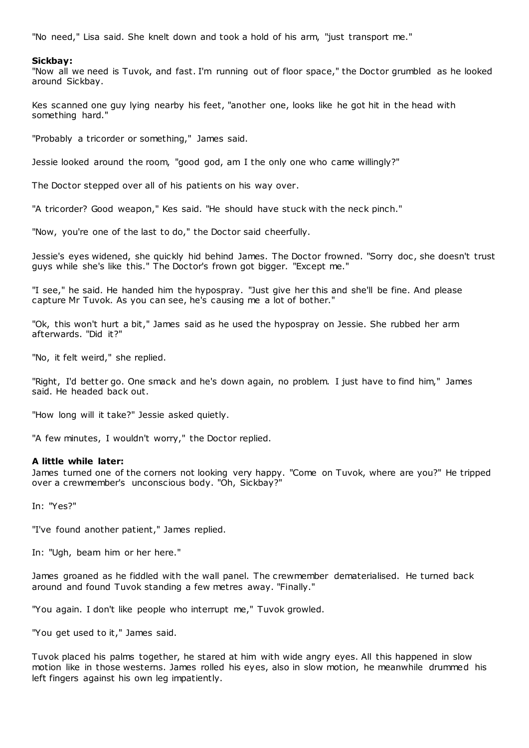"No need," Lisa said. She knelt down and took a hold of his arm, "just transport me."

**Sickbay:**
"Now all we need is Tuvok, and fast. I'm running out of floor space," the Doctor grumbled as he looked around Sickbay.

Kes scanned one guy lying nearby his feet, "another one, looks like he got hit in the head with something hard."

"Probably a tricorder or something," James said.

Jessie looked around the room, "good god, am I the only one who came willingly?"

The Doctor stepped over all of his patients on his way over.

"A tricorder? Good weapon," Kes said. "He should have stuck with the neck pinch."

"Now, you're one of the last to do," the Doctor said cheerfully.

Jessie's eyes widened, she quickly hid behind James. The Doctor frowned. "Sorry doc, she doesn't trust guys while she's like this." The Doctor's frown got bigger. "Except me."

"I see," he said. He handed him the hypospray. "Just give her this and she'll be fine. And please capture Mr Tuvok. As you can see, he's causing me a lot of bother."

"Ok, this won't hurt a bit," James said as he used the hypospray on Jessie. She rubbed her arm afterwards. "Did it?"

"No, it felt weird," she replied.

"Right, I'd better go. One smack and he's down again, no problem. I just have to find him," James said. He headed back out.

"How long will it take?" Jessie asked quietly.

"A few minutes, I wouldn't worry," the Doctor replied.

**A little while later:**
James turned one of the corners not looking very happy. "Come on Tuvok, where are you?" He tripped over a crewmember's unconscious body. "Oh, Sickbay?"

In: "Yes?"

"I've found another patient," James replied.

In: "Ugh, beam him or her here."

James groaned as he fiddled with the wall panel. The crewmember dematerialised. He turned back around and found Tuvok standing a few metres away. "Finally."

"You again. I don't like people who interrupt me," Tuvok growled.

"You get used to it," James said.

Tuvok placed his palms together, he stared at him with wide angry eyes. All this happened in slow motion like in those westerns. James rolled his eyes, also in slow motion, he meanwhile drummed his left fingers against his own leg impatiently.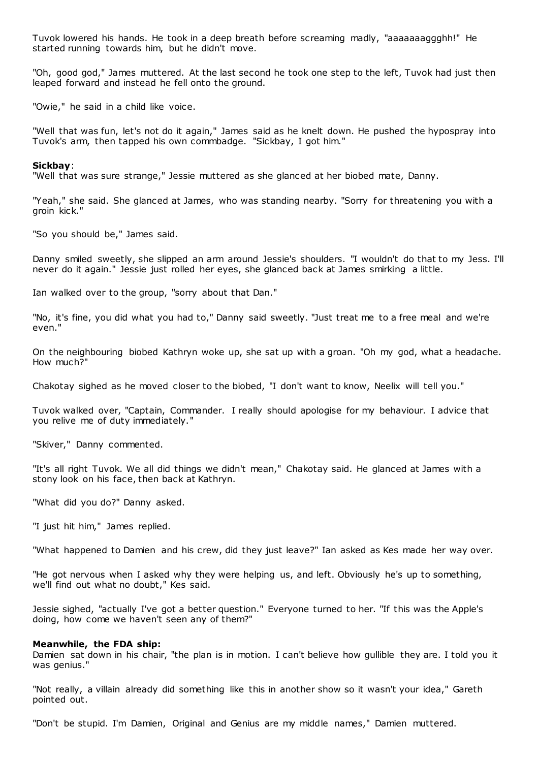Tuvok lowered his hands. He took in a deep breath before screaming madly, "aaaaaaaggghh!" He started running towards him, but he didn't move.

"Oh, good god," James muttered. At the last second he took one step to the left, Tuvok had just then leaped forward and instead he fell onto the ground.

"Owie," he said in a child like voice.

"Well that was fun, let's not do it again," James said as he knelt down. He pushed the hypospray into Tuvok's arm, then tapped his own commbadge. "Sickbay, I got him."

**Sickbay**:

"Well that was sure strange," Jessie muttered as she glanced at her biobed mate, Danny.

"Yeah," she said. She glanced at James, who was standing nearby. "Sorry for threatening you with a groin kick."

"So you should be," James said.

Danny smiled sweetly, she slipped an arm around Jessie's shoulders. "I wouldn't do that to my Jess. I'll never do it again." Jessie just rolled her eyes, she glanced back at James smirking a little.

Ian walked over to the group, "sorry about that Dan."

"No, it's fine, you did what you had to," Danny said sweetly. "Just treat me to a free meal and we're even."

On the neighbouring biobed Kathryn woke up, she sat up with a groan. "Oh my god, what a headache. How much?"

Chakotay sighed as he moved closer to the biobed, "I don't want to know, Neelix will tell you."

Tuvok walked over, "Captain, Commander. I really should apologise for my behaviour. I advice that you relive me of duty immediately."

"Skiver," Danny commented.

"It's all right Tuvok. We all did things we didn't mean," Chakotay said. He glanced at James with a stony look on his face, then back at Kathryn.

"What did you do?" Danny asked.

"I just hit him," James replied.

"What happened to Damien and his crew, did they just leave?" Ian asked as Kes made her way over.

"He got nervous when I asked why they were helping us, and left. Obviously he's up to something, we'll find out what no doubt," Kes said.

Jessie sighed, "actually I've got a better question." Everyone turned to her. "If this was the Apple's doing, how come we haven't seen any of them?"

**Meanwhile, the FDA ship:**

Damien sat down in his chair, "the plan is in motion. I can't believe how gullible they are. I told you it was genius."

"Not really, a villain already did something like this in another show so it wasn't your idea," Gareth pointed out.

"Don't be stupid. I'm Damien, Original and Genius are my middle names," Damien muttered.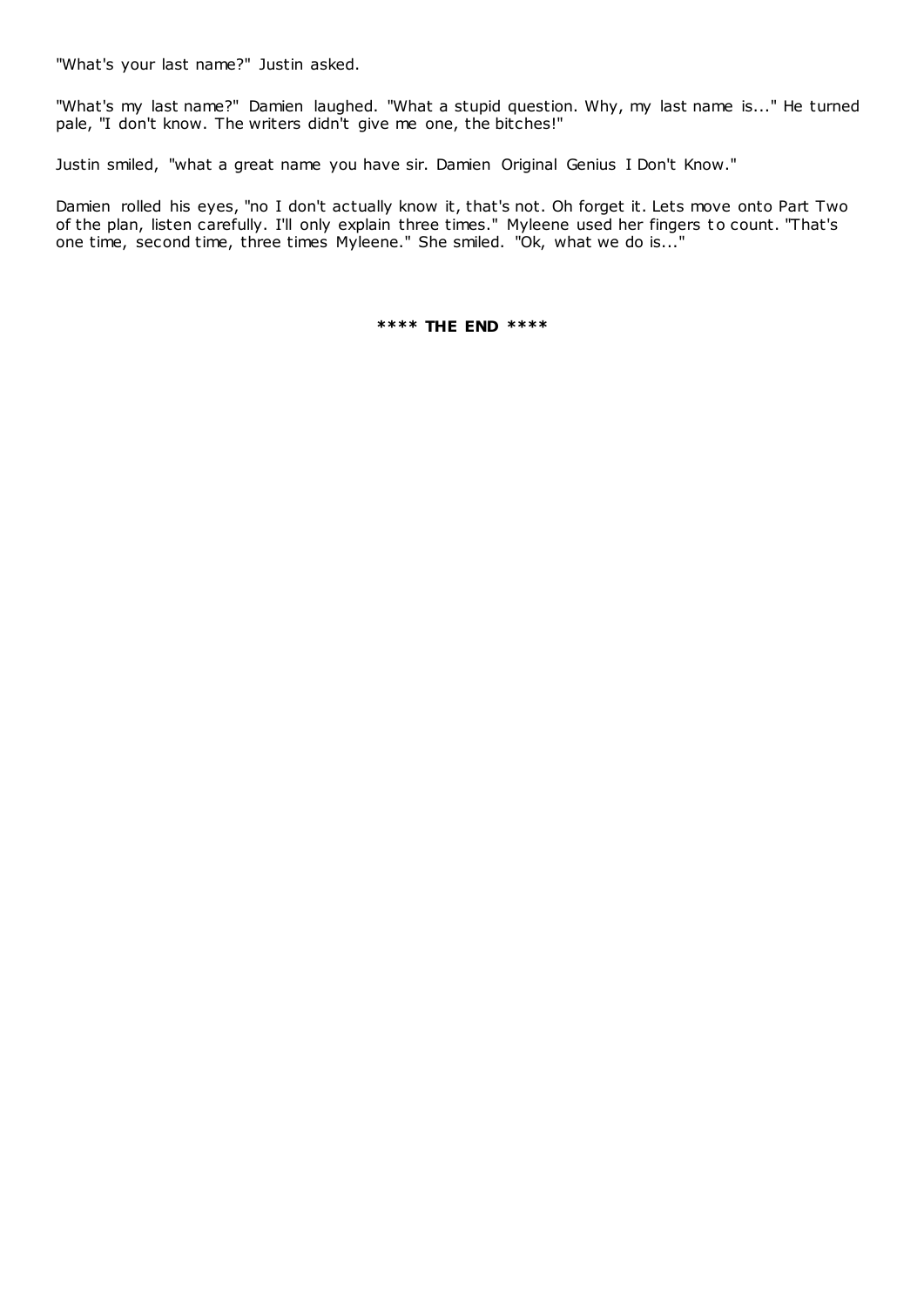"What's your last name?" Justin asked.

"What's my last name?" Damien laughed. "What a stupid question. Why, my last name is..." He turned pale, "I don't know. The writers didn't give me one, the bitches!"

Justin smiled, "what a great name you have sir. Damien Original Genius I Don't Know."

Damien rolled his eyes, "no I don't actually know it, that's not. Oh forget it. Lets move onto Part Two of the plan, listen carefully. I'll only explain three times." Myleene used her fingers to count. "That's one time, second time, three times Myleene." She smiled. "Ok, what we do is..."

**\*\*\*\* THE END \*\*\*\***